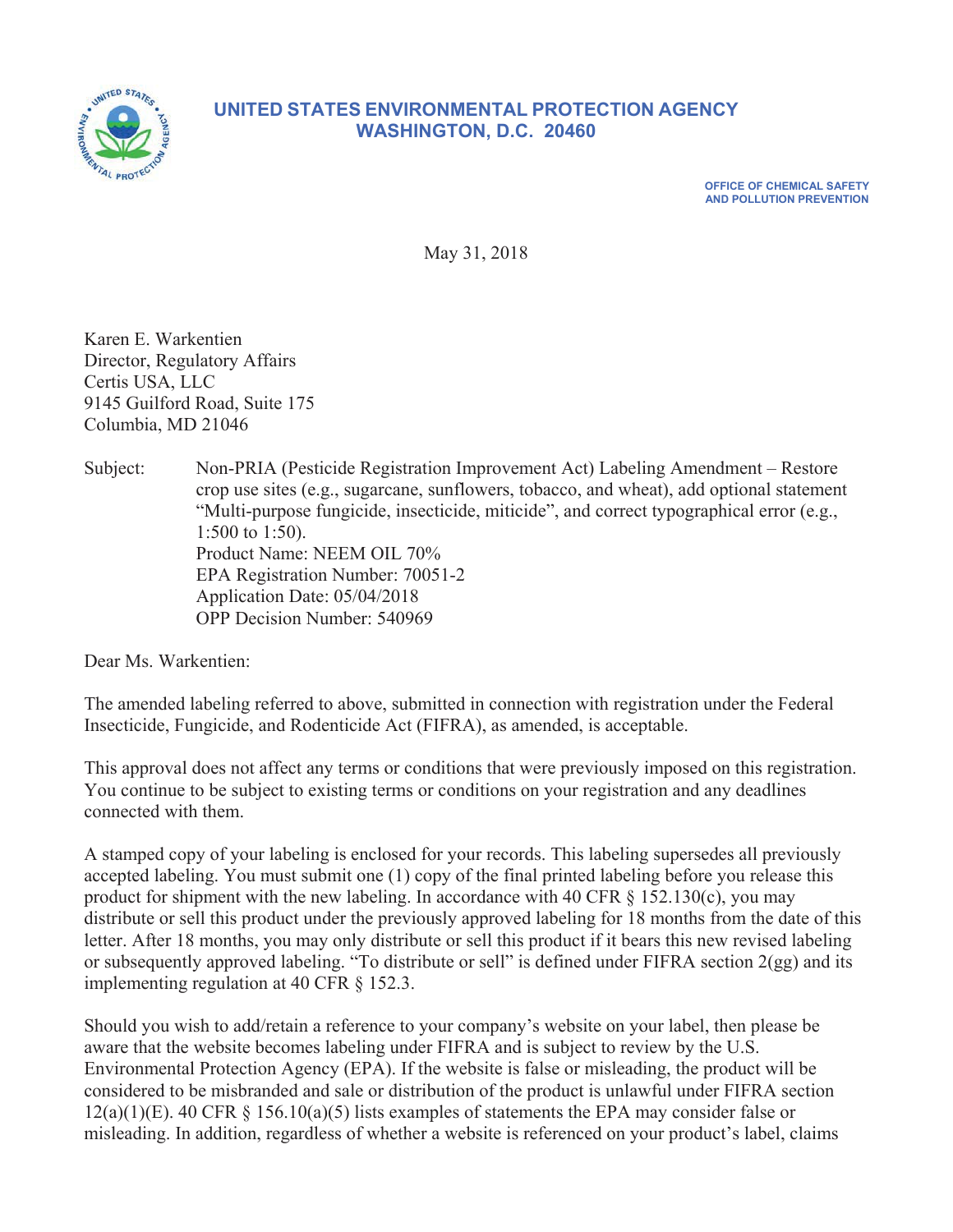# UNITED STATES ENVIRONMENTAL PROTECTION AGENCY
## WASHINGTON, D.C. 20460

**OFFICE OF CHEMICAL SAFETY AND POLLUTION PREVENTION**

May 31, 2018

Karen E. Warkentien
Director, Regulatory Affairs
Certis USA, LLC
9145 Guilford Road, Suite 175
Columbia, MD 21046

Subject: Non-PRIA (Pesticide Registration Improvement Act) Labeling Amendment – Restore crop use sites (e.g., sugarcane, sunflowers, tobacco, and wheat), add optional statement "Multi-purpose fungicide, insecticide, miticide", and correct typographical error (e.g., 1:500 to 1:50).
Product Name: NEEM OIL 70%
EPA Registration Number: 70051-2
Application Date: 05/04/2018
OPP Decision Number: 540969

Dear Ms. Warkentien:

The amended labeling referred to above, submitted in connection with registration under the Federal Insecticide, Fungicide, and Rodenticide Act (FIFRA), as amended, is acceptable.

This approval does not affect any terms or conditions that were previously imposed on this registration. You continue to be subject to existing terms or conditions on your registration and any deadlines connected with them.

A stamped copy of your labeling is enclosed for your records. This labeling supersedes all previously accepted labeling. You must submit one (1) copy of the final printed labeling before you release this product for shipment with the new labeling. In accordance with 40 CFR § 152.130(c), you may distribute or sell this product under the previously approved labeling for 18 months from the date of this letter. After 18 months, you may only distribute or sell this product if it bears this new revised labeling or subsequently approved labeling. "To distribute or sell" is defined under FIFRA section 2(gg) and its implementing regulation at 40 CFR § 152.3.

Should you wish to add/retain a reference to your company's website on your label, then please be aware that the website becomes labeling under FIFRA and is subject to review by the U.S. Environmental Protection Agency (EPA). If the website is false or misleading, the product will be considered to be misbranded and sale or distribution of the product is unlawful under FIFRA section 12(a)(1)(E). 40 CFR § 156.10(a)(5) lists examples of statements the EPA may consider false or misleading. In addition, regardless of whether a website is referenced on your product's label, claims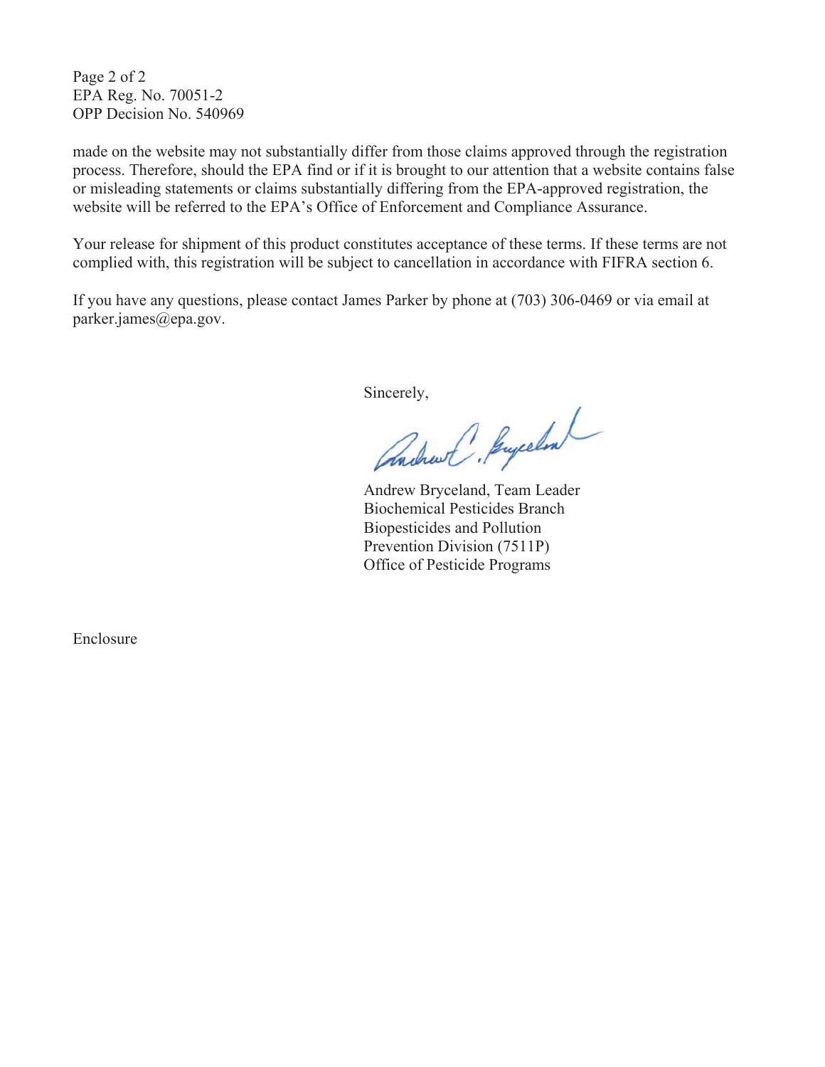made on the website may not substantially differ from those claims approved through the registration process. Therefore, should the EPA find or if it is brought to our attention that a website contains false or misleading statements or claims substantially differing from the EPA-approved registration, the website will be referred to the EPA's Office of Enforcement and Compliance Assurance.

Your release for shipment of this product constitutes acceptance of these terms. If these terms are not complied with, this registration will be subject to cancellation in accordance with FIFRA section 6.

If you have any questions, please contact James Parker by phone at (703) 306-0469 or via email at parker.james@epa.gov.

Sincerely,

Andrew Bryceland, Team Leader
Biochemical Pesticides Branch
Biopesticides and Pollution
Prevention Division (7511P)
Office of Pesticide Programs

Enclosure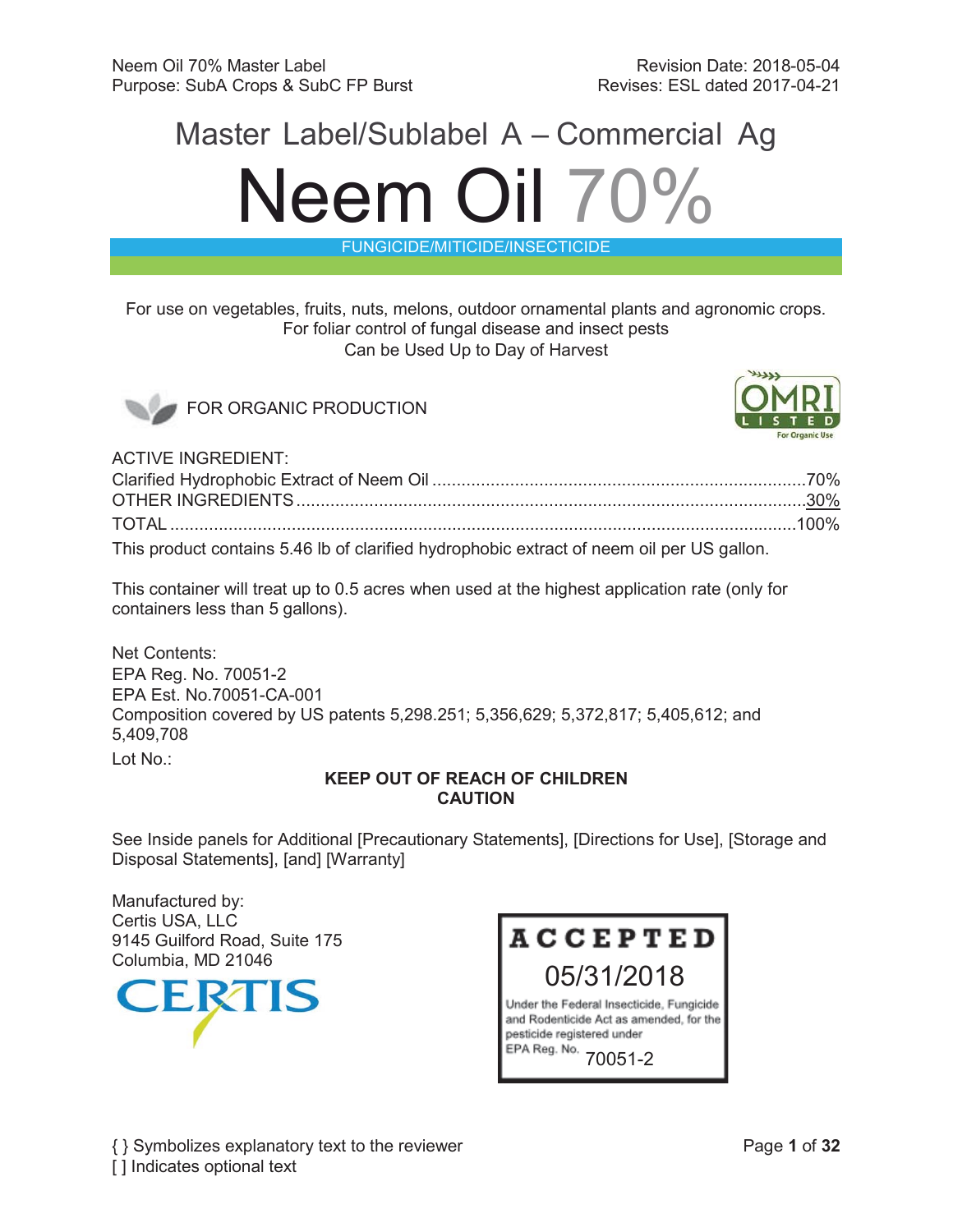Neem Oil 70% Master Label
Purpose: SubA Crops & SubC FP Burst

Revision Date: 2018-05-04
Revises: ESL dated 2017-04-21

# Master Label/Sublabel A – Commercial Ag

# Neem Oil 70%

**FUNGICIDE/MITICIDE/INSECTICIDE**

For use on vegetables, fruits, nuts, melons, outdoor ornamental plants and agronomic crops.
For foliar control of fungal disease and insect pests
Can be Used Up to Day of Harvest

FOR ORGANIC PRODUCTION

OMRI LISTED For Organic Use

ACTIVE INGREDIENT:

| | |
|---|---|
| Clarified Hydrophobic Extract of Neem Oil | 70% |
| OTHER INGREDIENTS | 30% |
| TOTAL | 100% |

This product contains 5.46 lb of clarified hydrophobic extract of neem oil per US gallon.

This container will treat up to 0.5 acres when used at the highest application rate (only for containers less than 5 gallons).

Net Contents:
EPA Reg. No. 70051-2
EPA Est. No.70051-CA-001
Composition covered by US patents 5,298.251; 5,356,629; 5,372,817; 5,405,612; and 5,409,708
Lot No.:

**KEEP OUT OF REACH OF CHILDREN**
**CAUTION**

See Inside panels for Additional [Precautionary Statements], [Directions for Use], [Storage and Disposal Statements], [and] [Warranty]

Manufactured by:
Certis USA, LLC
9145 Guilford Road, Suite 175
Columbia, MD 21046

CERTIS

**ACCEPTED**
05/31/2018
Under the Federal Insecticide, Fungicide and Rodenticide Act as amended, for the pesticide registered under EPA Reg. No. 70051-2

{ } Symbolizes explanatory text to the reviewer
[ ] Indicates optional text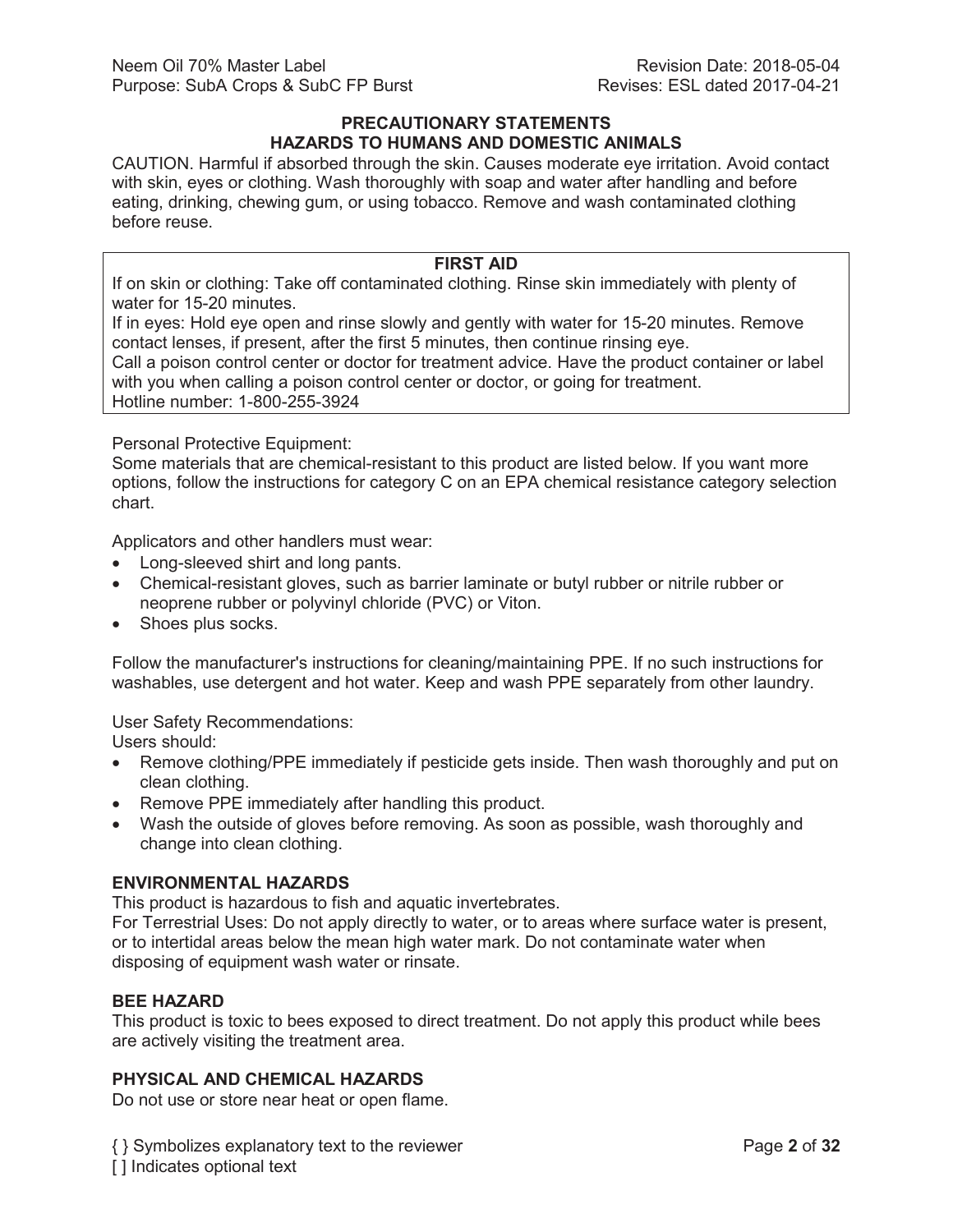## PRECAUTIONARY STATEMENTS
## HAZARDS TO HUMANS AND DOMESTIC ANIMALS

CAUTION. Harmful if absorbed through the skin. Causes moderate eye irritation. Avoid contact with skin, eyes or clothing. Wash thoroughly with soap and water after handling and before eating, drinking, chewing gum, or using tobacco. Remove and wash contaminated clothing before reuse.

### FIRST AID

If on skin or clothing: Take off contaminated clothing. Rinse skin immediately with plenty of water for 15-20 minutes.
If in eyes: Hold eye open and rinse slowly and gently with water for 15-20 minutes. Remove contact lenses, if present, after the first 5 minutes, then continue rinsing eye.
Call a poison control center or doctor for treatment advice. Have the product container or label with you when calling a poison control center or doctor, or going for treatment.
Hotline number: 1-800-255-3924

Personal Protective Equipment:
Some materials that are chemical-resistant to this product are listed below. If you want more options, follow the instructions for category C on an EPA chemical resistance category selection chart.

Applicators and other handlers must wear:

- Long-sleeved shirt and long pants.
- Chemical-resistant gloves, such as barrier laminate or butyl rubber or nitrile rubber or neoprene rubber or polyvinyl chloride (PVC) or Viton.
- Shoes plus socks.

Follow the manufacturer's instructions for cleaning/maintaining PPE. If no such instructions for washables, use detergent and hot water. Keep and wash PPE separately from other laundry.

User Safety Recommendations:
Users should:

- Remove clothing/PPE immediately if pesticide gets inside. Then wash thoroughly and put on clean clothing.
- Remove PPE immediately after handling this product.
- Wash the outside of gloves before removing. As soon as possible, wash thoroughly and change into clean clothing.

### ENVIRONMENTAL HAZARDS

This product is hazardous to fish and aquatic invertebrates.
For Terrestrial Uses: Do not apply directly to water, or to areas where surface water is present, or to intertidal areas below the mean high water mark. Do not contaminate water when disposing of equipment wash water or rinsate.

### BEE HAZARD

This product is toxic to bees exposed to direct treatment. Do not apply this product while bees are actively visiting the treatment area.

### PHYSICAL AND CHEMICAL HAZARDS

Do not use or store near heat or open flame.

{ } Symbolizes explanatory text to the reviewer
[ ] Indicates optional text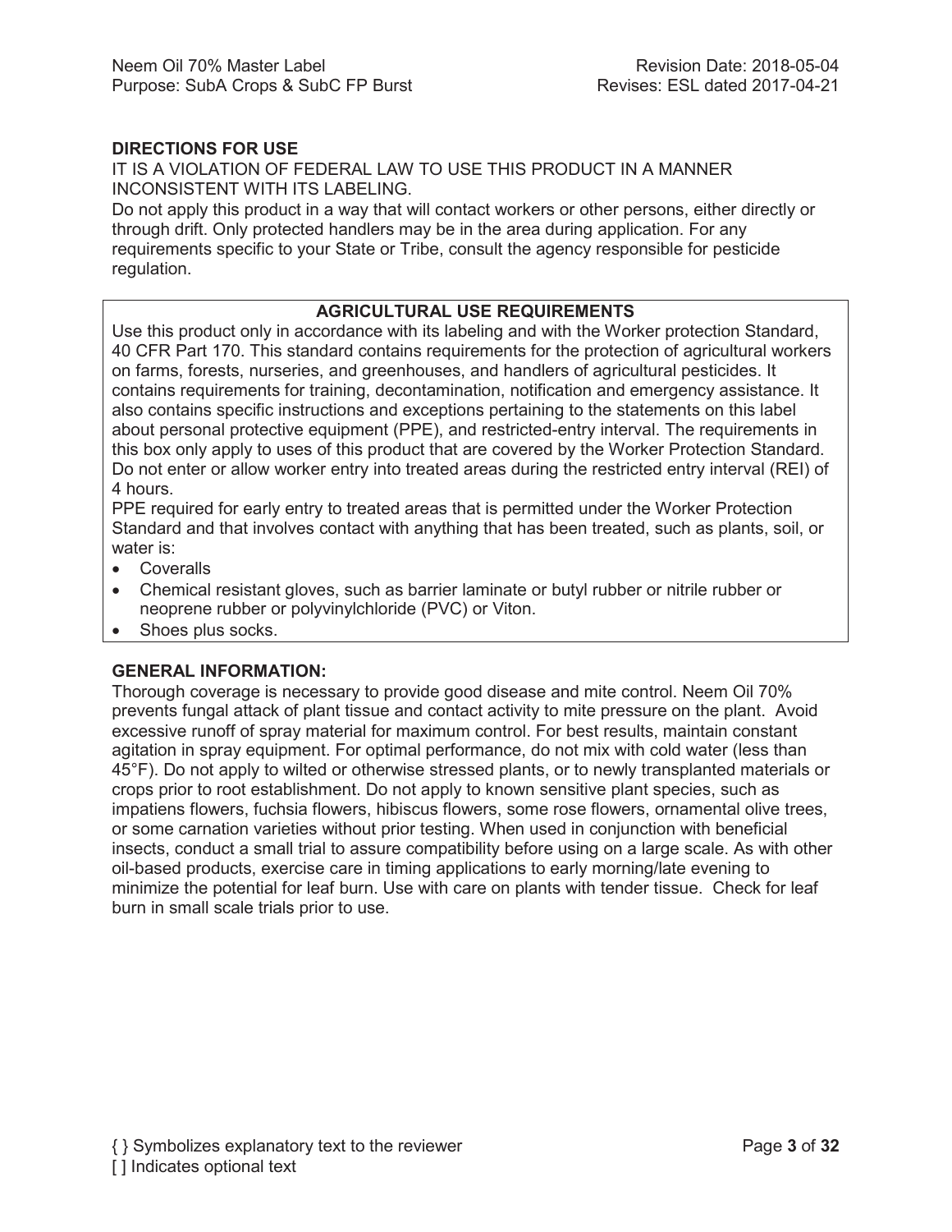**DIRECTIONS FOR USE**

IT IS A VIOLATION OF FEDERAL LAW TO USE THIS PRODUCT IN A MANNER INCONSISTENT WITH ITS LABELING.

Do not apply this product in a way that will contact workers or other persons, either directly or through drift. Only protected handlers may be in the area during application. For any requirements specific to your State or Tribe, consult the agency responsible for pesticide regulation.

**AGRICULTURAL USE REQUIREMENTS**

Use this product only in accordance with its labeling and with the Worker protection Standard, 40 CFR Part 170. This standard contains requirements for the protection of agricultural workers on farms, forests, nurseries, and greenhouses, and handlers of agricultural pesticides. It contains requirements for training, decontamination, notification and emergency assistance. It also contains specific instructions and exceptions pertaining to the statements on this label about personal protective equipment (PPE), and restricted-entry interval. The requirements in this box only apply to uses of this product that are covered by the Worker Protection Standard. Do not enter or allow worker entry into treated areas during the restricted entry interval (REI) of 4 hours.

PPE required for early entry to treated areas that is permitted under the Worker Protection Standard and that involves contact with anything that has been treated, such as plants, soil, or water is:

- Coveralls
- Chemical resistant gloves, such as barrier laminate or butyl rubber or nitrile rubber or neoprene rubber or polyvinylchloride (PVC) or Viton.
- Shoes plus socks.

**GENERAL INFORMATION:**

Thorough coverage is necessary to provide good disease and mite control. Neem Oil 70% prevents fungal attack of plant tissue and contact activity to mite pressure on the plant. Avoid excessive runoff of spray material for maximum control. For best results, maintain constant agitation in spray equipment. For optimal performance, do not mix with cold water (less than 45°F). Do not apply to wilted or otherwise stressed plants, or to newly transplanted materials or crops prior to root establishment. Do not apply to known sensitive plant species, such as impatiens flowers, fuchsia flowers, hibiscus flowers, some rose flowers, ornamental olive trees, or some carnation varieties without prior testing. When used in conjunction with beneficial insects, conduct a small trial to assure compatibility before using on a large scale. As with other oil-based products, exercise care in timing applications to early morning/late evening to minimize the potential for leaf burn. Use with care on plants with tender tissue. Check for leaf burn in small scale trials prior to use.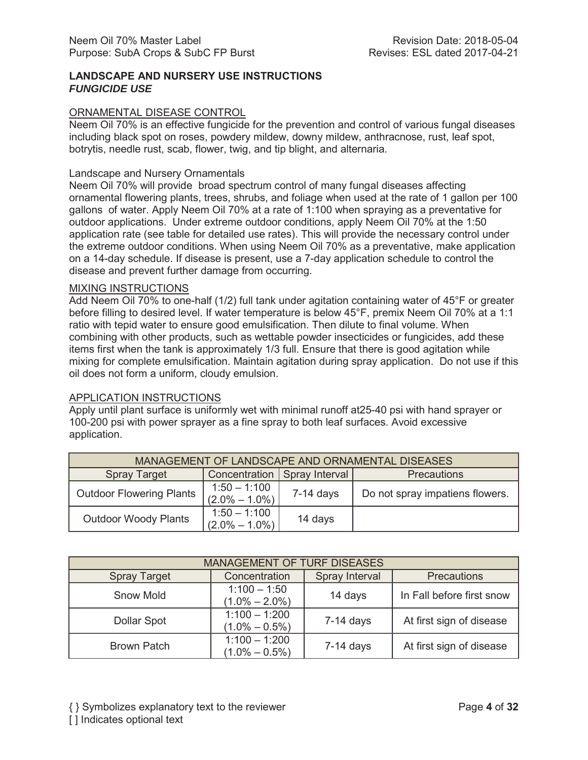## LANDSCAPE AND NURSERY USE INSTRUCTIONS

### *FUNGICIDE USE*

ORNAMENTAL DISEASE CONTROL

Neem Oil 70% is an effective fungicide for the prevention and control of various fungal diseases including black spot on roses, powdery mildew, downy mildew, anthracnose, rust, leaf spot, botrytis, needle rust, scab, flower, twig, and tip blight, and alternaria.

Landscape and Nursery Ornamentals

Neem Oil 70% will provide broad spectrum control of many fungal diseases affecting ornamental flowering plants, trees, shrubs, and foliage when used at the rate of 1 gallon per 100 gallons of water. Apply Neem Oil 70% at a rate of 1:100 when spraying as a preventative for outdoor applications. Under extreme outdoor conditions, apply Neem Oil 70% at the 1:50 application rate (see table for detailed use rates). This will provide the necessary control under the extreme outdoor conditions. When using Neem Oil 70% as a preventative, make application on a 14-day schedule. If disease is present, use a 7-day application schedule to control the disease and prevent further damage from occurring.

MIXING INSTRUCTIONS

Add Neem Oil 70% to one-half (1/2) full tank under agitation containing water of 45°F or greater before filling to desired level. If water temperature is below 45°F, premix Neem Oil 70% at a 1:1 ratio with tepid water to ensure good emulsification. Then dilute to final volume. When combining with other products, such as wettable powder insecticides or fungicides, add these items first when the tank is approximately 1/3 full. Ensure that there is good agitation while mixing for complete emulsification. Maintain agitation during spray application. Do not use if this oil does not form a uniform, cloudy emulsion.

APPLICATION INSTRUCTIONS

Apply until plant surface is uniformly wet with minimal runoff at25-40 psi with hand sprayer or 100-200 psi with power sprayer as a fine spray to both leaf surfaces. Avoid excessive application.

| MANAGEMENT OF LANDSCAPE AND ORNAMENTAL DISEASES | | | |
|---|---|---|---|
| Spray Target | Concentration | Spray Interval | Precautions |
| Outdoor Flowering Plants | 1:50 – 1:100 (2.0% – 1.0%) | 7-14 days | Do not spray impatiens flowers. |
| Outdoor Woody Plants | 1:50 – 1:100 (2.0% – 1.0%) | 14 days | |

| MANAGEMENT OF TURF DISEASES | | | |
|---|---|---|---|
| Spray Target | Concentration | Spray Interval | Precautions |
| Snow Mold | 1:100 – 1:50 (1.0% – 2.0%) | 14 days | In Fall before first snow |
| Dollar Spot | 1:100 – 1:200 (1.0% – 0.5%) | 7-14 days | At first sign of disease |
| Brown Patch | 1:100 – 1:200 (1.0% – 0.5%) | 7-14 days | At first sign of disease |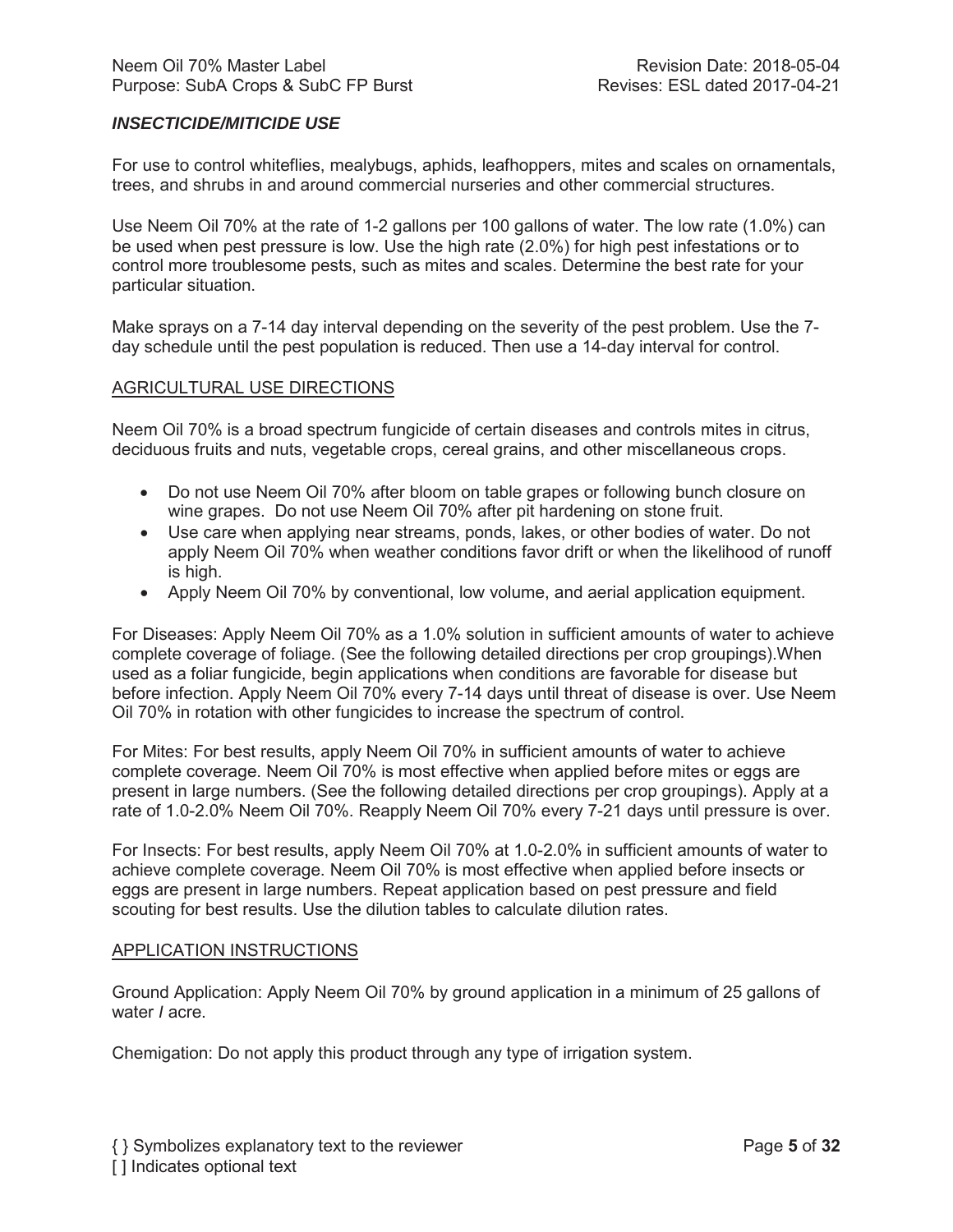### *INSECTICIDE/MITICIDE USE*

For use to control whiteflies, mealybugs, aphids, leafhoppers, mites and scales on ornamentals, trees, and shrubs in and around commercial nurseries and other commercial structures.

Use Neem Oil 70% at the rate of 1-2 gallons per 100 gallons of water. The low rate (1.0%) can be used when pest pressure is low. Use the high rate (2.0%) for high pest infestations or to control more troublesome pests, such as mites and scales. Determine the best rate for your particular situation.

Make sprays on a 7-14 day interval depending on the severity of the pest problem. Use the 7-day schedule until the pest population is reduced. Then use a 14-day interval for control.

## AGRICULTURAL USE DIRECTIONS

Neem Oil 70% is a broad spectrum fungicide of certain diseases and controls mites in citrus, deciduous fruits and nuts, vegetable crops, cereal grains, and other miscellaneous crops.

- Do not use Neem Oil 70% after bloom on table grapes or following bunch closure on wine grapes. Do not use Neem Oil 70% after pit hardening on stone fruit.
- Use care when applying near streams, ponds, lakes, or other bodies of water. Do not apply Neem Oil 70% when weather conditions favor drift or when the likelihood of runoff is high.
- Apply Neem Oil 70% by conventional, low volume, and aerial application equipment.

For Diseases: Apply Neem Oil 70% as a 1.0% solution in sufficient amounts of water to achieve complete coverage of foliage. (See the following detailed directions per crop groupings).When used as a foliar fungicide, begin applications when conditions are favorable for disease but before infection. Apply Neem Oil 70% every 7-14 days until threat of disease is over. Use Neem Oil 70% in rotation with other fungicides to increase the spectrum of control.

For Mites: For best results, apply Neem Oil 70% in sufficient amounts of water to achieve complete coverage. Neem Oil 70% is most effective when applied before mites or eggs are present in large numbers. (See the following detailed directions per crop groupings). Apply at a rate of 1.0-2.0% Neem Oil 70%. Reapply Neem Oil 70% every 7-21 days until pressure is over.

For Insects: For best results, apply Neem Oil 70% at 1.0-2.0% in sufficient amounts of water to achieve complete coverage. Neem Oil 70% is most effective when applied before insects or eggs are present in large numbers. Repeat application based on pest pressure and field scouting for best results. Use the dilution tables to calculate dilution rates.

## APPLICATION INSTRUCTIONS

Ground Application: Apply Neem Oil 70% by ground application in a minimum of 25 gallons of water / acre.

Chemigation: Do not apply this product through any type of irrigation system.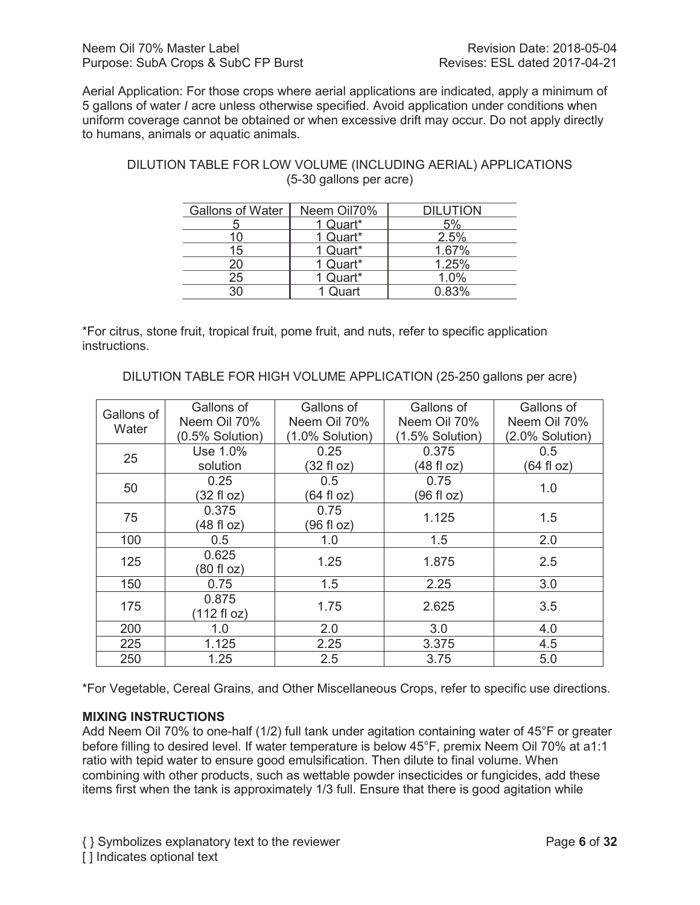Aerial Application: For those crops where aerial applications are indicated, apply a minimum of 5 gallons of water / acre unless otherwise specified. Avoid application under conditions when uniform coverage cannot be obtained or when excessive drift may occur. Do not apply directly to humans, animals or aquatic animals.

DILUTION TABLE FOR LOW VOLUME (INCLUDING AERIAL) APPLICATIONS
(5-30 gallons per acre)

| Gallons of Water | Neem Oil70% | DILUTION |
|---|---|---|
| 5 | 1 Quart* | 5% |
| 10 | 1 Quart* | 2.5% |
| 15 | 1 Quart* | 1.67% |
| 20 | 1 Quart* | 1.25% |
| 25 | 1 Quart* | 1.0% |
| 30 | 1 Quart | 0.83% |

*For citrus, stone fruit, tropical fruit, pome fruit, and nuts, refer to specific application instructions.

DILUTION TABLE FOR HIGH VOLUME APPLICATION (25-250 gallons per acre)

| Gallons of Water | Gallons of Neem Oil 70% (0.5% Solution) | Gallons of Neem Oil 70% (1.0% Solution) | Gallons of Neem Oil 70% (1.5% Solution) | Gallons of Neem Oil 70% (2.0% Solution) |
|---|---|---|---|---|
| 25 | Use 1.0% solution | 0.25 (32 fl oz) | 0.375 (48 fl oz) | 0.5 (64 fl oz) |
| 50 | 0.25 (32 fl oz) | 0.5 (64 fl oz) | 0.75 (96 fl oz) | 1.0 |
| 75 | 0.375 (48 fl oz) | 0.75 (96 fl oz) | 1.125 | 1.5 |
| 100 | 0.5 | 1.0 | 1.5 | 2.0 |
| 125 | 0.625 (80 fl oz) | 1.25 | 1.875 | 2.5 |
| 150 | 0.75 | 1.5 | 2.25 | 3.0 |
| 175 | 0.875 (112 fl oz) | 1.75 | 2.625 | 3.5 |
| 200 | 1.0 | 2.0 | 3.0 | 4.0 |
| 225 | 1.125 | 2.25 | 3.375 | 4.5 |
| 250 | 1.25 | 2.5 | 3.75 | 5.0 |

*For Vegetable, Cereal Grains, and Other Miscellaneous Crops, refer to specific use directions.

**MIXING INSTRUCTIONS**

Add Neem Oil 70% to one-half (1/2) full tank under agitation containing water of 45°F or greater before filling to desired level. If water temperature is below 45°F, premix Neem Oil 70% at a1:1 ratio with tepid water to ensure good emulsification. Then dilute to final volume. When combining with other products, such as wettable powder insecticides or fungicides, add these items first when the tank is approximately 1/3 full. Ensure that there is good agitation while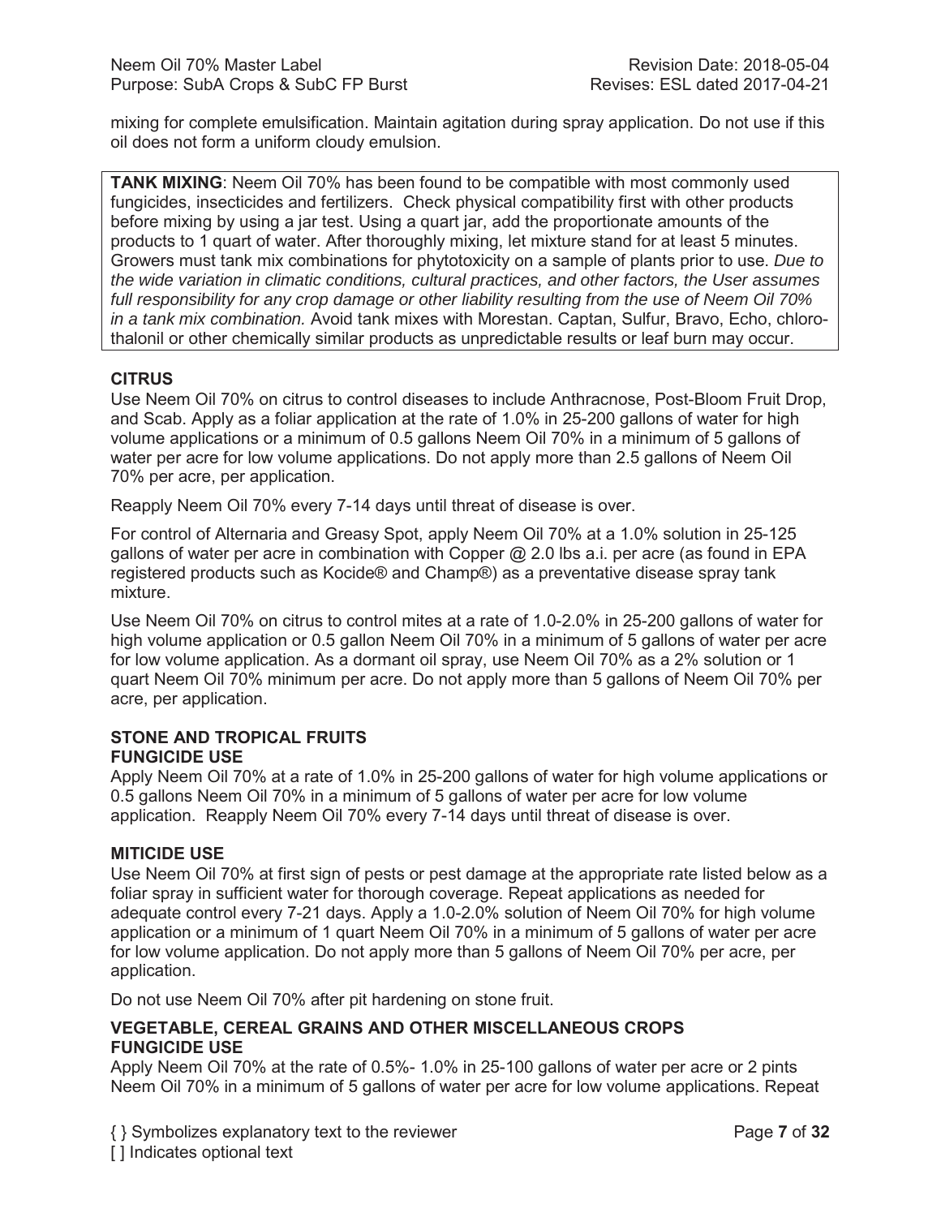mixing for complete emulsification. Maintain agitation during spray application. Do not use if this oil does not form a uniform cloudy emulsion.

**TANK MIXING**: Neem Oil 70% has been found to be compatible with most commonly used fungicides, insecticides and fertilizers. Check physical compatibility first with other products before mixing by using a jar test. Using a quart jar, add the proportionate amounts of the products to 1 quart of water. After thoroughly mixing, let mixture stand for at least 5 minutes. Growers must tank mix combinations for phytotoxicity on a sample of plants prior to use. *Due to the wide variation in climatic conditions, cultural practices, and other factors, the User assumes full responsibility for any crop damage or other liability resulting from the use of Neem Oil 70% in a tank mix combination.* Avoid tank mixes with Morestan. Captan, Sulfur, Bravo, Echo, chloro-thalonil or other chemically similar products as unpredictable results or leaf burn may occur.

### CITRUS

Use Neem Oil 70% on citrus to control diseases to include Anthracnose, Post-Bloom Fruit Drop, and Scab. Apply as a foliar application at the rate of 1.0% in 25-200 gallons of water for high volume applications or a minimum of 0.5 gallons Neem Oil 70% in a minimum of 5 gallons of water per acre for low volume applications. Do not apply more than 2.5 gallons of Neem Oil 70% per acre, per application.

Reapply Neem Oil 70% every 7-14 days until threat of disease is over.

For control of Alternaria and Greasy Spot, apply Neem Oil 70% at a 1.0% solution in 25-125 gallons of water per acre in combination with Copper @ 2.0 lbs a.i. per acre (as found in EPA registered products such as Kocide® and Champ®) as a preventative disease spray tank mixture.

Use Neem Oil 70% on citrus to control mites at a rate of 1.0-2.0% in 25-200 gallons of water for high volume application or 0.5 gallon Neem Oil 70% in a minimum of 5 gallons of water per acre for low volume application. As a dormant oil spray, use Neem Oil 70% as a 2% solution or 1 quart Neem Oil 70% minimum per acre. Do not apply more than 5 gallons of Neem Oil 70% per acre, per application.

### STONE AND TROPICAL FRUITS

#### FUNGICIDE USE

Apply Neem Oil 70% at a rate of 1.0% in 25-200 gallons of water for high volume applications or 0.5 gallons Neem Oil 70% in a minimum of 5 gallons of water per acre for low volume application. Reapply Neem Oil 70% every 7-14 days until threat of disease is over.

#### MITICIDE USE

Use Neem Oil 70% at first sign of pests or pest damage at the appropriate rate listed below as a foliar spray in sufficient water for thorough coverage. Repeat applications as needed for adequate control every 7-21 days. Apply a 1.0-2.0% solution of Neem Oil 70% for high volume application or a minimum of 1 quart Neem Oil 70% in a minimum of 5 gallons of water per acre for low volume application. Do not apply more than 5 gallons of Neem Oil 70% per acre, per application.

Do not use Neem Oil 70% after pit hardening on stone fruit.

### VEGETABLE, CEREAL GRAINS AND OTHER MISCELLANEOUS CROPS

#### FUNGICIDE USE

Apply Neem Oil 70% at the rate of 0.5%- 1.0% in 25-100 gallons of water per acre or 2 pints Neem Oil 70% in a minimum of 5 gallons of water per acre for low volume applications. Repeat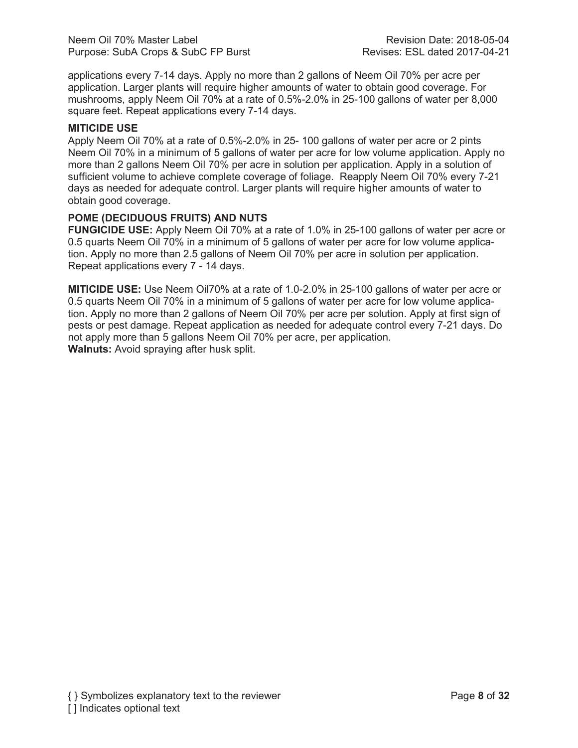applications every 7-14 days. Apply no more than 2 gallons of Neem Oil 70% per acre per application. Larger plants will require higher amounts of water to obtain good coverage. For mushrooms, apply Neem Oil 70% at a rate of 0.5%-2.0% in 25-100 gallons of water per 8,000 square feet. Repeat applications every 7-14 days.

**MITICIDE USE**

Apply Neem Oil 70% at a rate of 0.5%-2.0% in 25- 100 gallons of water per acre or 2 pints Neem Oil 70% in a minimum of 5 gallons of water per acre for low volume application. Apply no more than 2 gallons Neem Oil 70% per acre in solution per application. Apply in a solution of sufficient volume to achieve complete coverage of foliage. Reapply Neem Oil 70% every 7-21 days as needed for adequate control. Larger plants will require higher amounts of water to obtain good coverage.

**POME (DECIDUOUS FRUITS) AND NUTS**

**FUNGICIDE USE:** Apply Neem Oil 70% at a rate of 1.0% in 25-100 gallons of water per acre or 0.5 quarts Neem Oil 70% in a minimum of 5 gallons of water per acre for low volume application. Apply no more than 2.5 gallons of Neem Oil 70% per acre in solution per application. Repeat applications every 7 - 14 days.

**MITICIDE USE:** Use Neem Oil70% at a rate of 1.0-2.0% in 25-100 gallons of water per acre or 0.5 quarts Neem Oil 70% in a minimum of 5 gallons of water per acre for low volume application. Apply no more than 2 gallons of Neem Oil 70% per acre per solution. Apply at first sign of pests or pest damage. Repeat application as needed for adequate control every 7-21 days. Do not apply more than 5 gallons Neem Oil 70% per acre, per application.

**Walnuts:** Avoid spraying after husk split.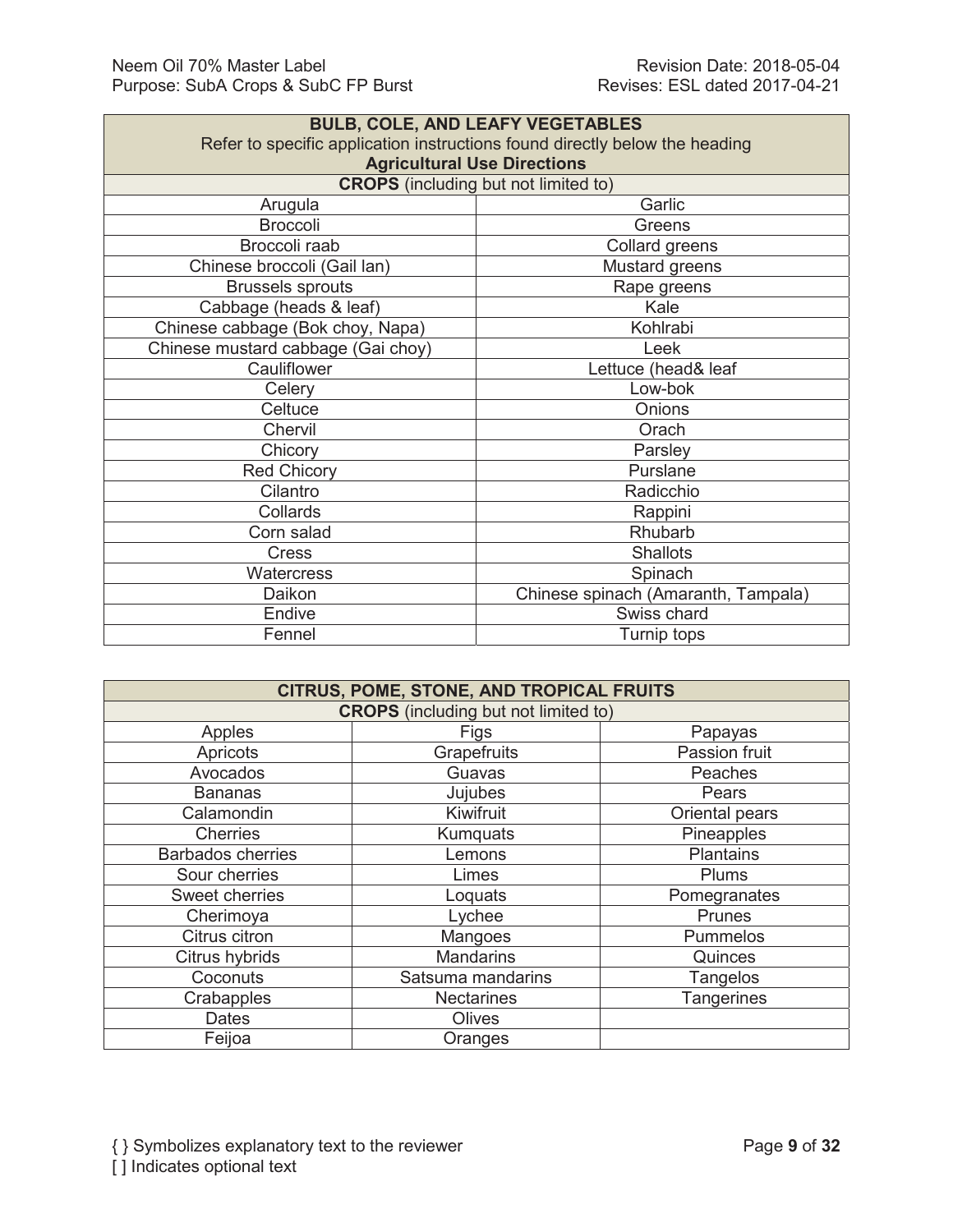| BULL, COLE, AND LEAFY VEGETABLES<br>Refer to specific application instructions found directly below the heading<br>**Agricultural Use Directions** | |
|---|---|
| **CROPS** (including but not limited to) | |
| Arugula | Garlic |
| Broccoli | Greens |
| Broccoli raab | Collard greens |
| Chinese broccoli (Gail lan) | Mustard greens |
| Brussels sprouts | Rape greens |
| Cabbage (heads & leaf) | Kale |
| Chinese cabbage (Bok choy, Napa) | Kohlrabi |
| Chinese mustard cabbage (Gai choy) | Leek |
| Cauliflower | Lettuce (head& leaf |
| Celery | Low-bok |
| Celtuce | Onions |
| Chervil | Orach |
| Chicory | Parsley |
| Red Chicory | Purslane |
| Cilantro | Radicchio |
| Collards | Rappini |
| Corn salad | Rhubarb |
| Cress | Shallots |
| Watercress | Spinach |
| Daikon | Chinese spinach (Amaranth, Tampala) |
| Endive | Swiss chard |
| Fennel | Turnip tops |

| CITRUS, POME, STONE, AND TROPICAL FRUITS | | |
|---|---|---|
| **CROPS** (including but not limited to) | | |
| Apples | Figs | Papayas |
| Apricots | Grapefruits | Passion fruit |
| Avocados | Guavas | Peaches |
| Bananas | Jujubes | Pears |
| Calamondin | Kiwifruit | Oriental pears |
| Cherries | Kumquats | Pineapples |
| Barbados cherries | Lemons | Plantains |
| Sour cherries | Limes | Plums |
| Sweet cherries | Loquats | Pomegranates |
| Cherimoya | Lychee | Prunes |
| Citrus citron | Mangoes | Pummelos |
| Citrus hybrids | Mandarins | Quinces |
| Coconuts | Satsuma mandarins | Tangelos |
| Crabapples | Nectarines | Tangerines |
| Dates | Olives | |
| Feijoa | Oranges | |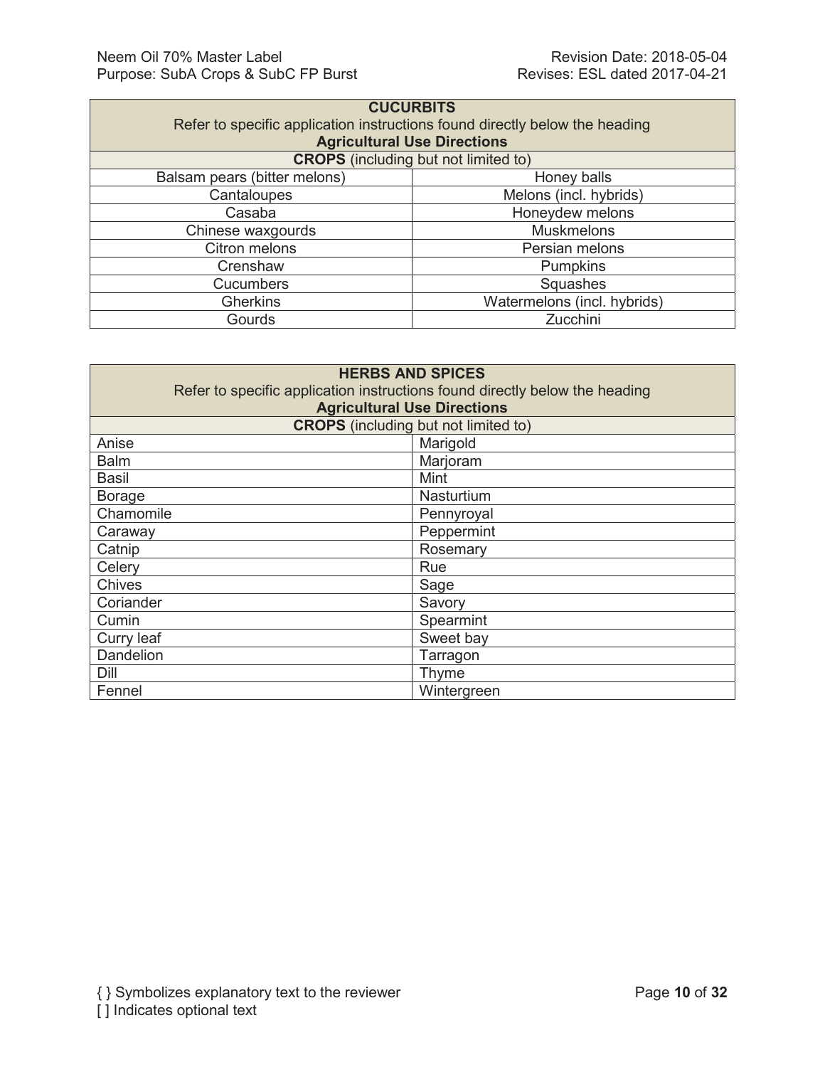| CUCURBITS<br>Refer to specific application instructions found directly below the heading<br>**Agricultural Use Directions** | |
|---|---|
| **CROPS** (including but not limited to) | |
| Balsam pears (bitter melons) | Honey balls |
| Cantaloupes | Melons (incl. hybrids) |
| Casaba | Honeydew melons |
| Chinese waxgourds | Muskmelons |
| Citron melons | Persian melons |
| Crenshaw | Pumpkins |
| Cucumbers | Squashes |
| Gherkins | Watermelons (incl. hybrids) |
| Gourds | Zucchini |

| HERBS AND SPICES<br>Refer to specific application instructions found directly below the heading<br>**Agricultural Use Directions** | |
|---|---|
| **CROPS** (including but not limited to) | |
| Anise | Marigold |
| Balm | Marjoram |
| Basil | Mint |
| Borage | Nasturtium |
| Chamomile | Pennyroyal |
| Caraway | Peppermint |
| Catnip | Rosemary |
| Celery | Rue |
| Chives | Sage |
| Coriander | Savory |
| Cumin | Spearmint |
| Curry leaf | Sweet bay |
| Dandelion | Tarragon |
| Dill | Thyme |
| Fennel | Wintergreen |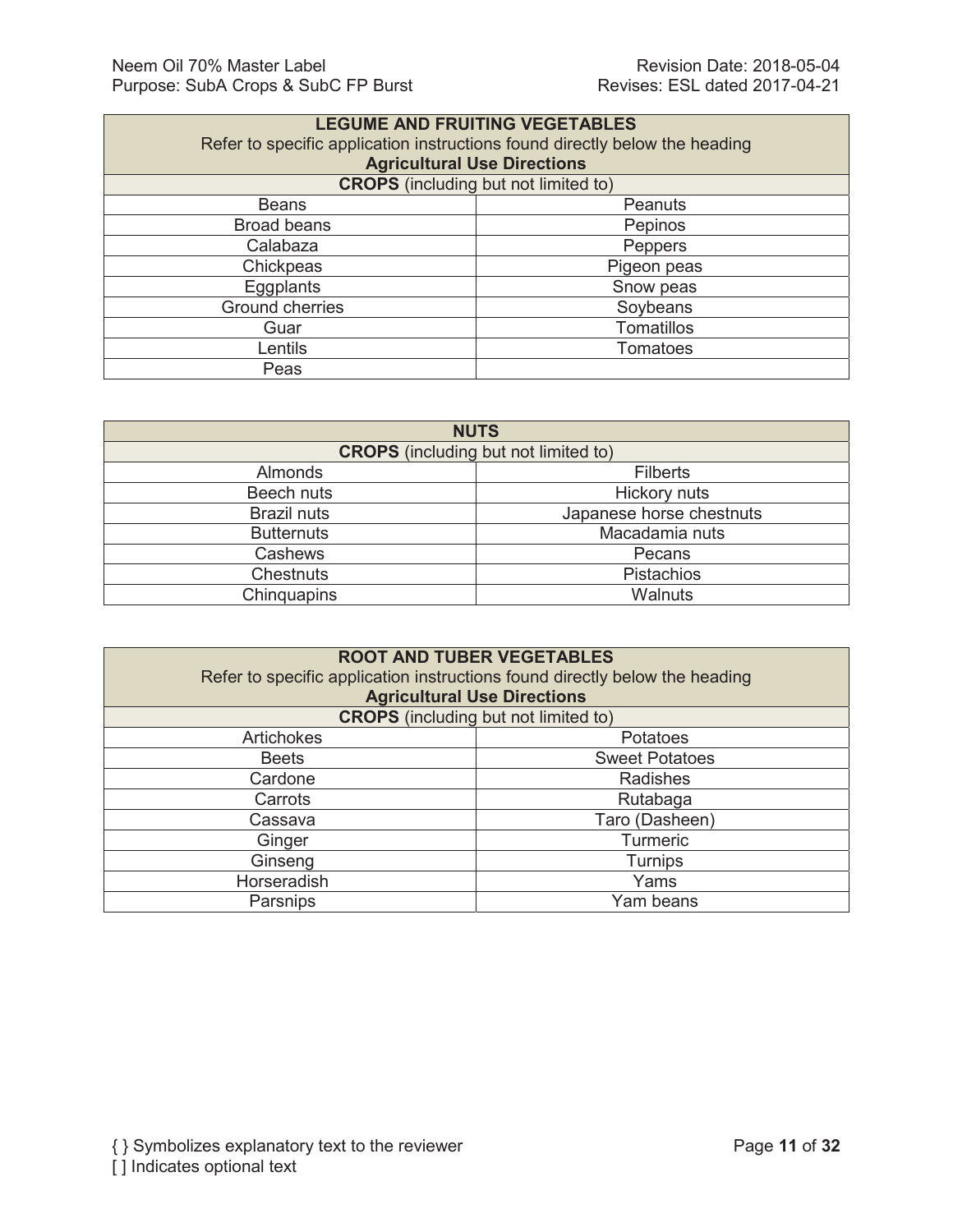| **LEGUME AND FRUITING VEGETABLES**<br>Refer to specific application instructions found directly below the heading<br>**Agricultural Use Directions** | |
|---|---|
| **CROPS** (including but not limited to) | |
| Beans | Peanuts |
| Broad beans | Pepinos |
| Calabaza | Peppers |
| Chickpeas | Pigeon peas |
| Eggplants | Snow peas |
| Ground cherries | Soybeans |
| Guar | Tomatillos |
| Lentils | Tomatoes |
| Peas | |

| **NUTS** | |
|---|---|
| **CROPS** (including but not limited to) | |
| Almonds | Filberts |
| Beech nuts | Hickory nuts |
| Brazil nuts | Japanese horse chestnuts |
| Butternuts | Macadamia nuts |
| Cashews | Pecans |
| Chestnuts | Pistachios |
| Chinquapins | Walnuts |

| **ROOT AND TUBER VEGETABLES**<br>Refer to specific application instructions found directly below the heading<br>**Agricultural Use Directions** | |
|---|---|
| **CROPS** (including but not limited to) | |
| Artichokes | Potatoes |
| Beets | Sweet Potatoes |
| Cardone | Radishes |
| Carrots | Rutabaga |
| Cassava | Taro (Dasheen) |
| Ginger | Turmeric |
| Ginseng | Turnips |
| Horseradish | Yams |
| Parsnips | Yam beans |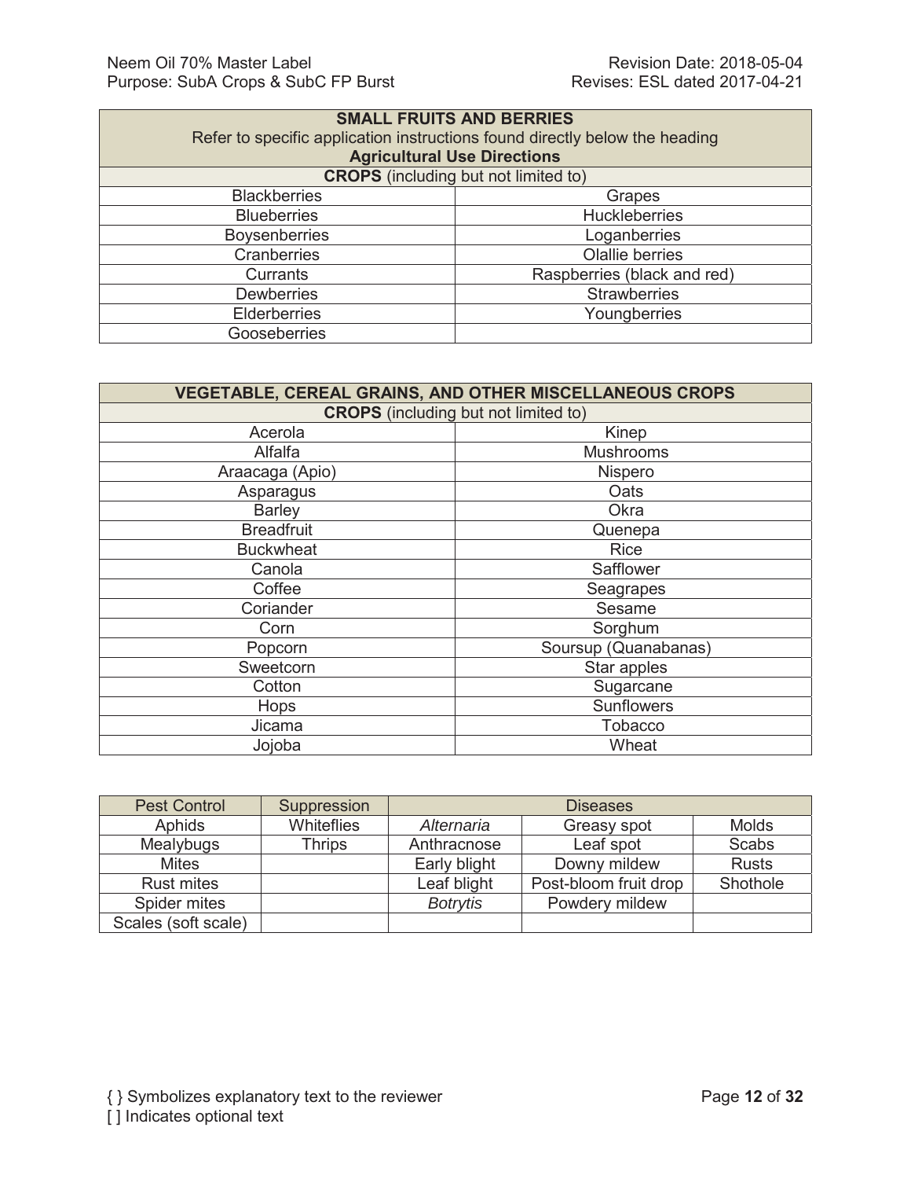| **SMALL FRUITS AND BERRIES** Refer to specific application instructions found directly below the heading **Agricultural Use Directions** | |
|---|---|
| **CROPS** (including but not limited to) | |
| Blackberries | Grapes |
| Blueberries | Huckleberries |
| Boysenberries | Loganberries |
| Cranberries | Olallie berries |
| Currants | Raspberries (black and red) |
| Dewberries | Strawberries |
| Elderberries | Youngberries |
| Gooseberries | |

| **VEGETABLE, CEREAL GRAINS, AND OTHER MISCELLANEOUS CROPS** | |
|---|---|
| **CROPS** (including but not limited to) | |
| Acerola | Kinep |
| Alfalfa | Mushrooms |
| Araacaga (Apio) | Nispero |
| Asparagus | Oats |
| Barley | Okra |
| Breadfruit | Quenepa |
| Buckwheat | Rice |
| Canola | Safflower |
| Coffee | Seagrapes |
| Coriander | Sesame |
| Corn | Sorghum |
| Popcorn | Soursup (Quanabanas) |
| Sweetcorn | Star apples |
| Cotton | Sugarcane |
| Hops | Sunflowers |
| Jicama | Tobacco |
| Jojoba | Wheat |

| Pest Control | Suppression | Diseases | | |
|---|---|---|---|---|
| Aphids | Whiteflies | *Alternaria* | Greasy spot | Molds |
| Mealybugs | Thrips | Anthracnose | Leaf spot | Scabs |
| Mites | | Early blight | Downy mildew | Rusts |
| Rust mites | | Leaf blight | Post-bloom fruit drop | Shothole |
| Spider mites | | *Botrytis* | Powdery mildew | |
| Scales (soft scale) | | | | |

{ } Symbolizes explanatory text to the reviewer
[ ] Indicates optional text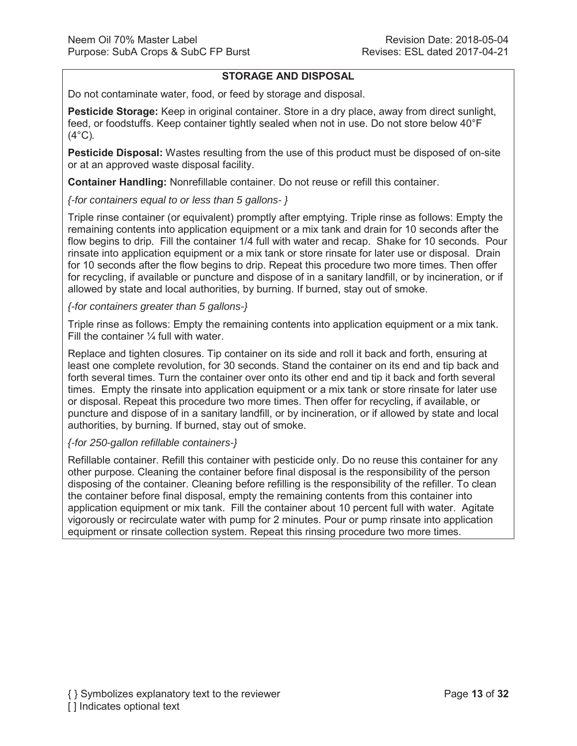## STORAGE AND DISPOSAL

Do not contaminate water, food, or feed by storage and disposal.

**Pesticide Storage:** Keep in original container. Store in a dry place, away from direct sunlight, feed, or foodstuffs. Keep container tightly sealed when not in use. Do not store below 40°F (4°C).

**Pesticide Disposal:** Wastes resulting from the use of this product must be disposed of on-site or at an approved waste disposal facility.

**Container Handling:** Nonrefillable container. Do not reuse or refill this container.

*{-for containers equal to or less than 5 gallons- }*

Triple rinse container (or equivalent) promptly after emptying. Triple rinse as follows: Empty the remaining contents into application equipment or a mix tank and drain for 10 seconds after the flow begins to drip. Fill the container 1/4 full with water and recap. Shake for 10 seconds. Pour rinsate into application equipment or a mix tank or store rinsate for later use or disposal. Drain for 10 seconds after the flow begins to drip. Repeat this procedure two more times. Then offer for recycling, if available or puncture and dispose of in a sanitary landfill, or by incineration, or if allowed by state and local authorities, by burning. If burned, stay out of smoke.

*{-for containers greater than 5 gallons-}*

Triple rinse as follows: Empty the remaining contents into application equipment or a mix tank. Fill the container ¼ full with water.

Replace and tighten closures. Tip container on its side and roll it back and forth, ensuring at least one complete revolution, for 30 seconds. Stand the container on its end and tip back and forth several times. Turn the container over onto its other end and tip it back and forth several times. Empty the rinsate into application equipment or a mix tank or store rinsate for later use or disposal. Repeat this procedure two more times. Then offer for recycling, if available, or puncture and dispose of in a sanitary landfill, or by incineration, or if allowed by state and local authorities, by burning. If burned, stay out of smoke.

*{-for 250-gallon refillable containers-}*

Refillable container. Refill this container with pesticide only. Do no reuse this container for any other purpose. Cleaning the container before final disposal is the responsibility of the person disposing of the container. Cleaning before refilling is the responsibility of the refiller. To clean the container before final disposal, empty the remaining contents from this container into application equipment or mix tank. Fill the container about 10 percent full with water. Agitate vigorously or recirculate water with pump for 2 minutes. Pour or pump rinsate into application equipment or rinsate collection system. Repeat this rinsing procedure two more times.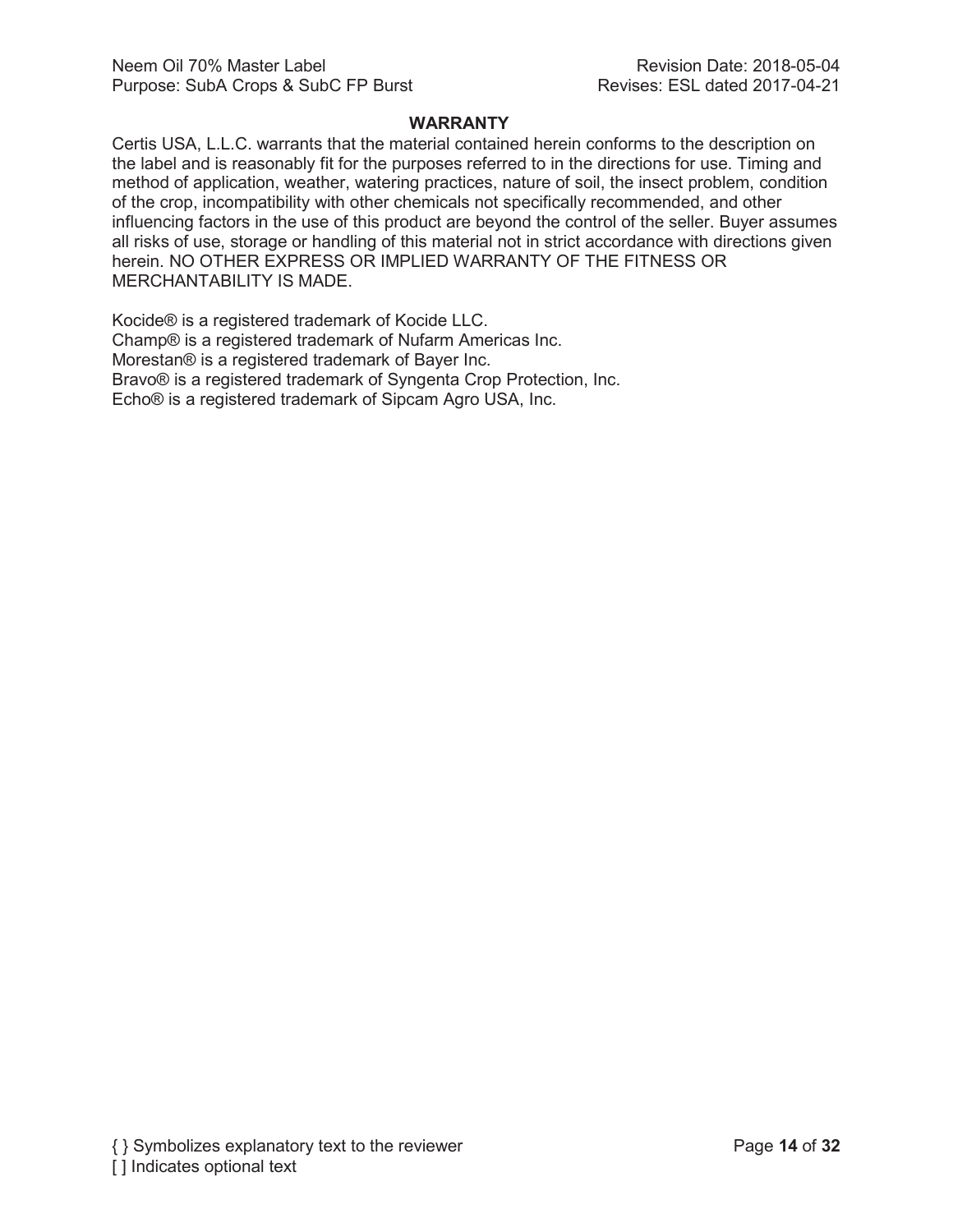## WARRANTY

Certis USA, L.L.C. warrants that the material contained herein conforms to the description on the label and is reasonably fit for the purposes referred to in the directions for use. Timing and method of application, weather, watering practices, nature of soil, the insect problem, condition of the crop, incompatibility with other chemicals not specifically recommended, and other influencing factors in the use of this product are beyond the control of the seller. Buyer assumes all risks of use, storage or handling of this material not in strict accordance with directions given herein. NO OTHER EXPRESS OR IMPLIED WARRANTY OF THE FITNESS OR MERCHANTABILITY IS MADE.

Kocide® is a registered trademark of Kocide LLC.
Champ® is a registered trademark of Nufarm Americas Inc.
Morestan® is a registered trademark of Bayer Inc.
Bravo® is a registered trademark of Syngenta Crop Protection, Inc.
Echo® is a registered trademark of Sipcam Agro USA, Inc.

{ } Symbolizes explanatory text to the reviewer
[ ] Indicates optional text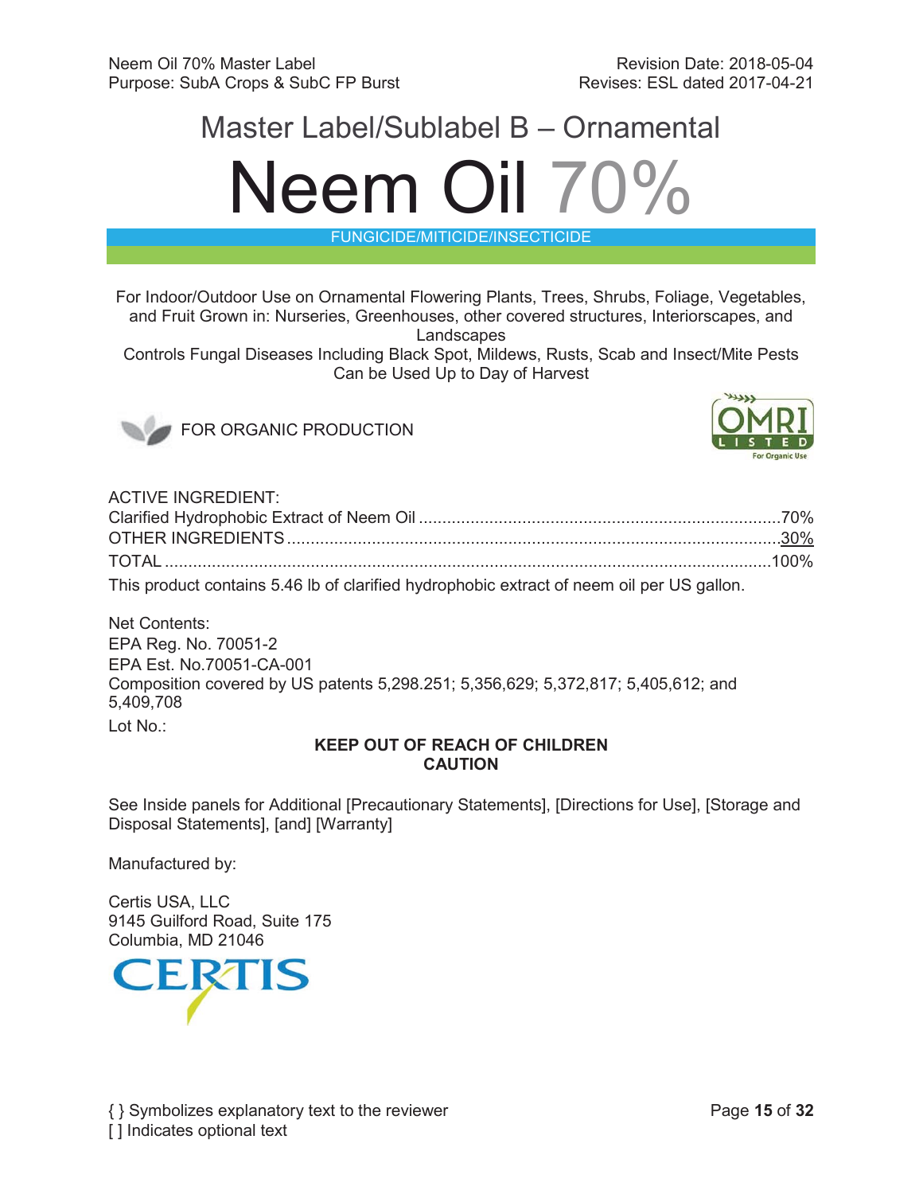Neem Oil 70% Master Label
Purpose: SubA Crops & SubC FP Burst

Revision Date: 2018-05-04
Revises: ESL dated 2017-04-21

# Master Label/Sublabel B – Ornamental

# Neem Oil 70%

FUNGICIDE/MITICIDE/INSECTICIDE

For Indoor/Outdoor Use on Ornamental Flowering Plants, Trees, Shrubs, Foliage, Vegetables, and Fruit Grown in: Nurseries, Greenhouses, other covered structures, Interiorscapes, and Landscapes

Controls Fungal Diseases Including Black Spot, Mildews, Rusts, Scab and Insect/Mite Pests

Can be Used Up to Day of Harvest

FOR ORGANIC PRODUCTION

OMRI LISTED For Organic Use

ACTIVE INGREDIENT:

| | |
|---|---|
| Clarified Hydrophobic Extract of Neem Oil | 70% |
| OTHER INGREDIENTS | 30% |
| TOTAL | 100% |

This product contains 5.46 lb of clarified hydrophobic extract of neem oil per US gallon.

Net Contents:
EPA Reg. No. 70051-2
EPA Est. No.70051-CA-001
Composition covered by US patents 5,298.251; 5,356,629; 5,372,817; 5,405,612; and 5,409,708
Lot No.:

**KEEP OUT OF REACH OF CHILDREN**
**CAUTION**

See Inside panels for Additional [Precautionary Statements], [Directions for Use], [Storage and Disposal Statements], [and] [Warranty]

Manufactured by:

Certis USA, LLC
9145 Guilford Road, Suite 175
Columbia, MD 21046

CERTIS

{ } Symbolizes explanatory text to the reviewer
[ ] Indicates optional text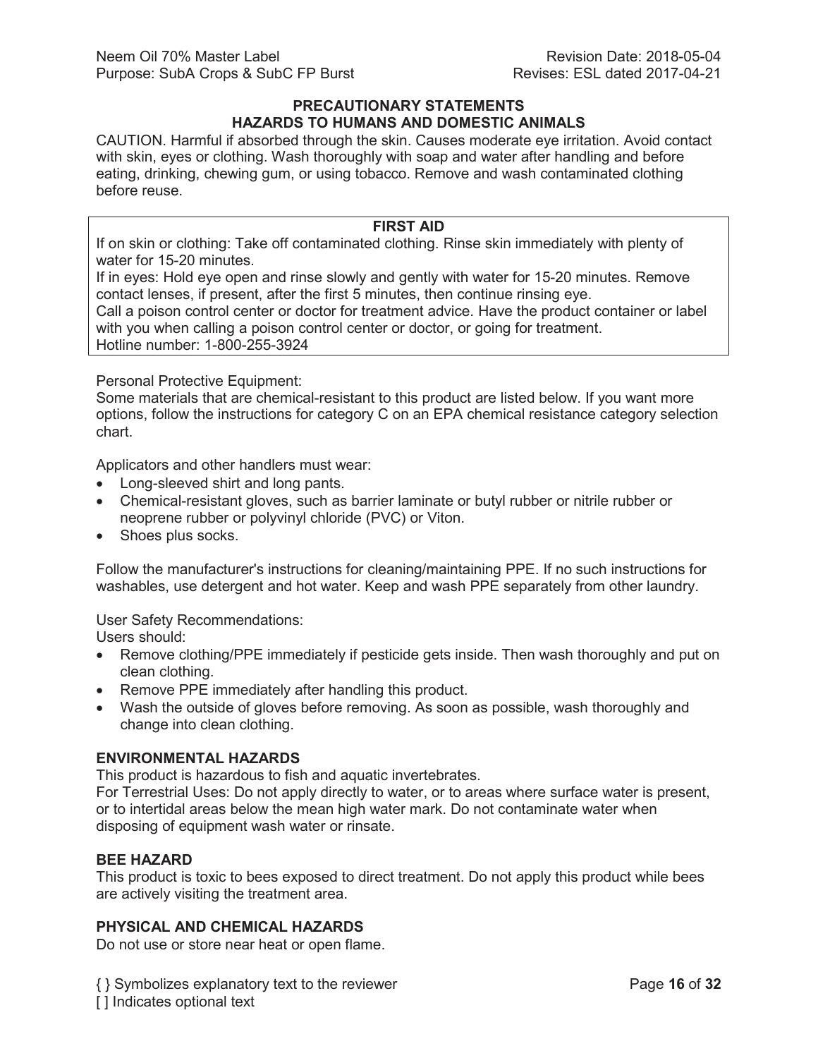## PRECAUTIONARY STATEMENTS
## HAZARDS TO HUMANS AND DOMESTIC ANIMALS

CAUTION. Harmful if absorbed through the skin. Causes moderate eye irritation. Avoid contact with skin, eyes or clothing. Wash thoroughly with soap and water after handling and before eating, drinking, chewing gum, or using tobacco. Remove and wash contaminated clothing before reuse.

### FIRST AID

If on skin or clothing: Take off contaminated clothing. Rinse skin immediately with plenty of water for 15-20 minutes.
If in eyes: Hold eye open and rinse slowly and gently with water for 15-20 minutes. Remove contact lenses, if present, after the first 5 minutes, then continue rinsing eye.
Call a poison control center or doctor for treatment advice. Have the product container or label with you when calling a poison control center or doctor, or going for treatment.
Hotline number: 1-800-255-3924

Personal Protective Equipment:
Some materials that are chemical-resistant to this product are listed below. If you want more options, follow the instructions for category C on an EPA chemical resistance category selection chart.

Applicators and other handlers must wear:

- Long-sleeved shirt and long pants.
- Chemical-resistant gloves, such as barrier laminate or butyl rubber or nitrile rubber or neoprene rubber or polyvinyl chloride (PVC) or Viton.
- Shoes plus socks.

Follow the manufacturer's instructions for cleaning/maintaining PPE. If no such instructions for washables, use detergent and hot water. Keep and wash PPE separately from other laundry.

User Safety Recommendations:
Users should:

- Remove clothing/PPE immediately if pesticide gets inside. Then wash thoroughly and put on clean clothing.
- Remove PPE immediately after handling this product.
- Wash the outside of gloves before removing. As soon as possible, wash thoroughly and change into clean clothing.

### ENVIRONMENTAL HAZARDS

This product is hazardous to fish and aquatic invertebrates.
For Terrestrial Uses: Do not apply directly to water, or to areas where surface water is present, or to intertidal areas below the mean high water mark. Do not contaminate water when disposing of equipment wash water or rinsate.

### BEE HAZARD

This product is toxic to bees exposed to direct treatment. Do not apply this product while bees are actively visiting the treatment area.

### PHYSICAL AND CHEMICAL HAZARDS

Do not use or store near heat or open flame.

{ } Symbolizes explanatory text to the reviewer
[ ] Indicates optional text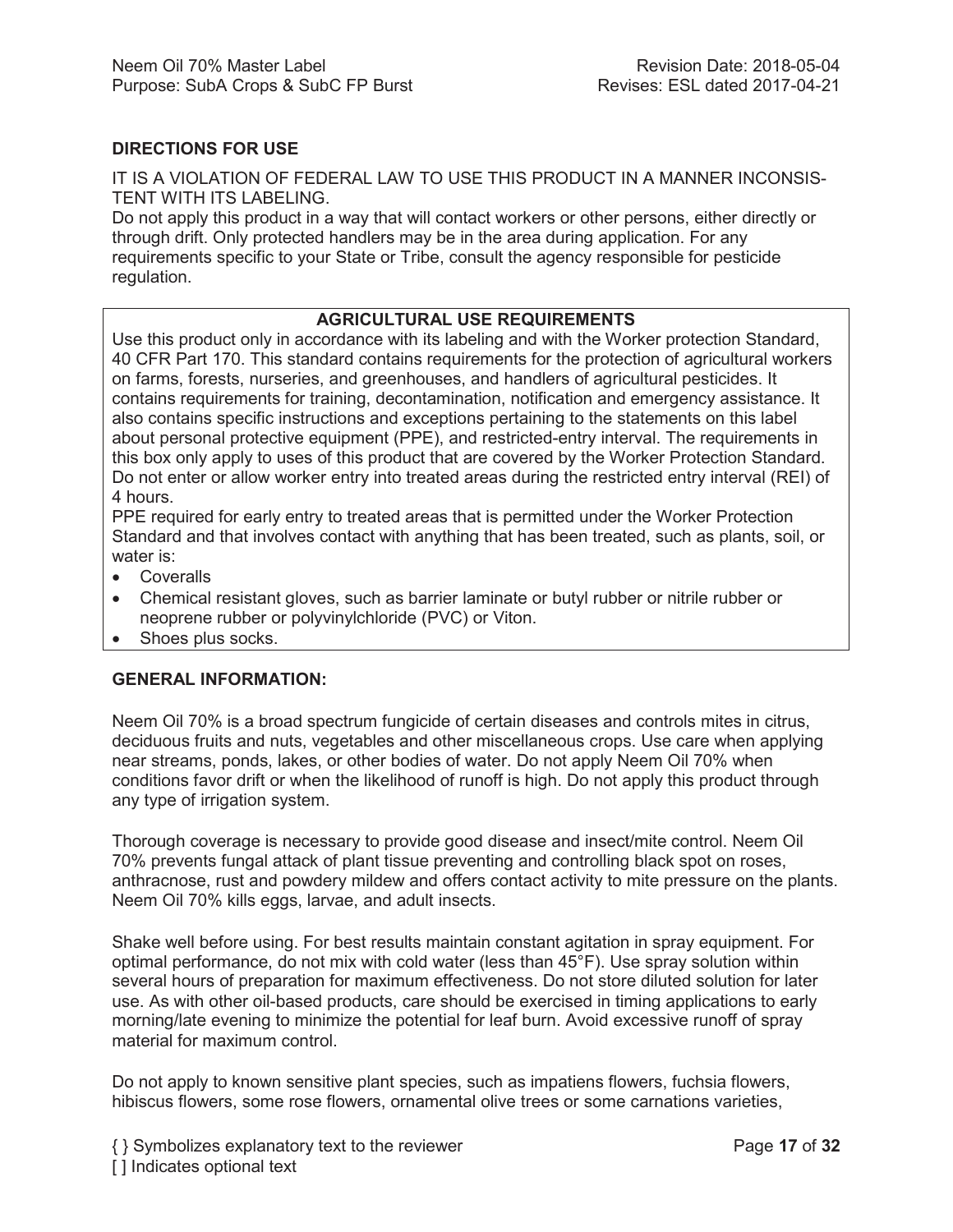## DIRECTIONS FOR USE

IT IS A VIOLATION OF FEDERAL LAW TO USE THIS PRODUCT IN A MANNER INCONSISTENT WITH ITS LABELING.

Do not apply this product in a way that will contact workers or other persons, either directly or through drift. Only protected handlers may be in the area during application. For any requirements specific to your State or Tribe, consult the agency responsible for pesticide regulation.

### AGRICULTURAL USE REQUIREMENTS

Use this product only in accordance with its labeling and with the Worker protection Standard, 40 CFR Part 170. This standard contains requirements for the protection of agricultural workers on farms, forests, nurseries, and greenhouses, and handlers of agricultural pesticides. It contains requirements for training, decontamination, notification and emergency assistance. It also contains specific instructions and exceptions pertaining to the statements on this label about personal protective equipment (PPE), and restricted-entry interval. The requirements in this box only apply to uses of this product that are covered by the Worker Protection Standard. Do not enter or allow worker entry into treated areas during the restricted entry interval (REI) of 4 hours.

PPE required for early entry to treated areas that is permitted under the Worker Protection Standard and that involves contact with anything that has been treated, such as plants, soil, or water is:

- Coveralls
- Chemical resistant gloves, such as barrier laminate or butyl rubber or nitrile rubber or neoprene rubber or polyvinylchloride (PVC) or Viton.
- Shoes plus socks.

## GENERAL INFORMATION:

Neem Oil 70% is a broad spectrum fungicide of certain diseases and controls mites in citrus, deciduous fruits and nuts, vegetables and other miscellaneous crops. Use care when applying near streams, ponds, lakes, or other bodies of water. Do not apply Neem Oil 70% when conditions favor drift or when the likelihood of runoff is high. Do not apply this product through any type of irrigation system.

Thorough coverage is necessary to provide good disease and insect/mite control. Neem Oil 70% prevents fungal attack of plant tissue preventing and controlling black spot on roses, anthracnose, rust and powdery mildew and offers contact activity to mite pressure on the plants. Neem Oil 70% kills eggs, larvae, and adult insects.

Shake well before using. For best results maintain constant agitation in spray equipment. For optimal performance, do not mix with cold water (less than 45°F). Use spray solution within several hours of preparation for maximum effectiveness. Do not store diluted solution for later use. As with other oil-based products, care should be exercised in timing applications to early morning/late evening to minimize the potential for leaf burn. Avoid excessive runoff of spray material for maximum control.

Do not apply to known sensitive plant species, such as impatiens flowers, fuchsia flowers, hibiscus flowers, some rose flowers, ornamental olive trees or some carnations varieties,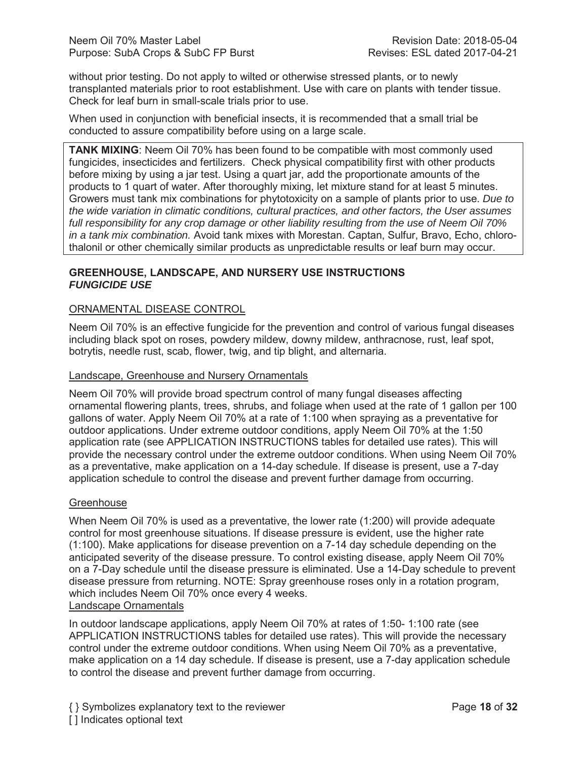without prior testing. Do not apply to wilted or otherwise stressed plants, or to newly transplanted materials prior to root establishment. Use with care on plants with tender tissue. Check for leaf burn in small-scale trials prior to use.

When used in conjunction with beneficial insects, it is recommended that a small trial be conducted to assure compatibility before using on a large scale.

**TANK MIXING**: Neem Oil 70% has been found to be compatible with most commonly used fungicides, insecticides and fertilizers. Check physical compatibility first with other products before mixing by using a jar test. Using a quart jar, add the proportionate amounts of the products to 1 quart of water. After thoroughly mixing, let mixture stand for at least 5 minutes. Growers must tank mix combinations for phytotoxicity on a sample of plants prior to use. *Due to the wide variation in climatic conditions, cultural practices, and other factors, the User assumes full responsibility for any crop damage or other liability resulting from the use of Neem Oil 70% in a tank mix combination.* Avoid tank mixes with Morestan. Captan, Sulfur, Bravo, Echo, chloro-thalonil or other chemically similar products as unpredictable results or leaf burn may occur.

## GREENHOUSE, LANDSCAPE, AND NURSERY USE INSTRUCTIONS
### *FUNGICIDE USE*

#### ORNAMENTAL DISEASE CONTROL

Neem Oil 70% is an effective fungicide for the prevention and control of various fungal diseases including black spot on roses, powdery mildew, downy mildew, anthracnose, rust, leaf spot, botrytis, needle rust, scab, flower, twig, and tip blight, and alternaria.

#### Landscape, Greenhouse and Nursery Ornamentals

Neem Oil 70% will provide broad spectrum control of many fungal diseases affecting ornamental flowering plants, trees, shrubs, and foliage when used at the rate of 1 gallon per 100 gallons of water. Apply Neem Oil 70% at a rate of 1:100 when spraying as a preventative for outdoor applications. Under extreme outdoor conditions, apply Neem Oil 70% at the 1:50 application rate (see APPLICATION INSTRUCTIONS tables for detailed use rates). This will provide the necessary control under the extreme outdoor conditions. When using Neem Oil 70% as a preventative, make application on a 14-day schedule. If disease is present, use a 7-day application schedule to control the disease and prevent further damage from occurring.

#### Greenhouse

When Neem Oil 70% is used as a preventative, the lower rate (1:200) will provide adequate control for most greenhouse situations. If disease pressure is evident, use the higher rate (1:100). Make applications for disease prevention on a 7-14 day schedule depending on the anticipated severity of the disease pressure. To control existing disease, apply Neem Oil 70% on a 7-Day schedule until the disease pressure is eliminated. Use a 14-Day schedule to prevent disease pressure from returning. NOTE: Spray greenhouse roses only in a rotation program, which includes Neem Oil 70% once every 4 weeks.

#### Landscape Ornamentals

In outdoor landscape applications, apply Neem Oil 70% at rates of 1:50- 1:100 rate (see APPLICATION INSTRUCTIONS tables for detailed use rates). This will provide the necessary control under the extreme outdoor conditions. When using Neem Oil 70% as a preventative, make application on a 14 day schedule. If disease is present, use a 7-day application schedule to control the disease and prevent further damage from occurring.

{ } Symbolizes explanatory text to the reviewer
[ ] Indicates optional text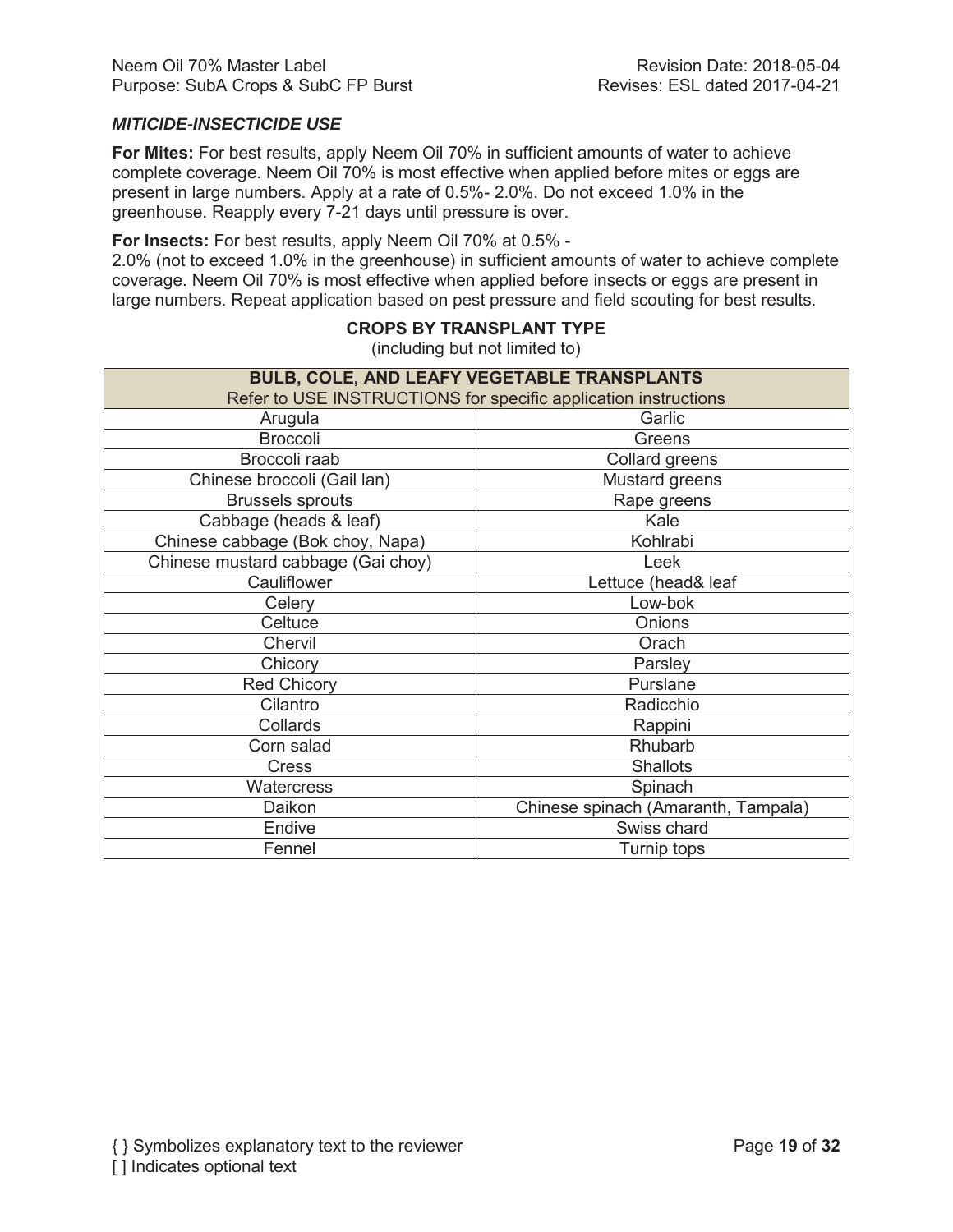### *MITICIDE-INSECTICIDE USE*

**For Mites:** For best results, apply Neem Oil 70% in sufficient amounts of water to achieve complete coverage. Neem Oil 70% is most effective when applied before mites or eggs are present in large numbers. Apply at a rate of 0.5%- 2.0%. Do not exceed 1.0% in the greenhouse. Reapply every 7-21 days until pressure is over.

**For Insects:** For best results, apply Neem Oil 70% at 0.5% - 2.0% (not to exceed 1.0% in the greenhouse) in sufficient amounts of water to achieve complete coverage. Neem Oil 70% is most effective when applied before insects or eggs are present in large numbers. Repeat application based on pest pressure and field scouting for best results.

**CROPS BY TRANSPLANT TYPE**

(including but not limited to)

| **BULB, COLE, AND LEAFY VEGETABLE TRANSPLANTS** Refer to USE INSTRUCTIONS for specific application instructions | |
|---|---|
| Arugula | Garlic |
| Broccoli | Greens |
| Broccoli raab | Collard greens |
| Chinese broccoli (Gail lan) | Mustard greens |
| Brussels sprouts | Rape greens |
| Cabbage (heads & leaf) | Kale |
| Chinese cabbage (Bok choy, Napa) | Kohlrabi |
| Chinese mustard cabbage (Gai choy) | Leek |
| Cauliflower | Lettuce (head& leaf |
| Celery | Low-bok |
| Celtuce | Onions |
| Chervil | Orach |
| Chicory | Parsley |
| Red Chicory | Purslane |
| Cilantro | Radicchio |
| Collards | Rappini |
| Corn salad | Rhubarb |
| Cress | Shallots |
| Watercress | Spinach |
| Daikon | Chinese spinach (Amaranth, Tampala) |
| Endive | Swiss chard |
| Fennel | Turnip tops |

{ } Symbolizes explanatory text to the reviewer
[ ] Indicates optional text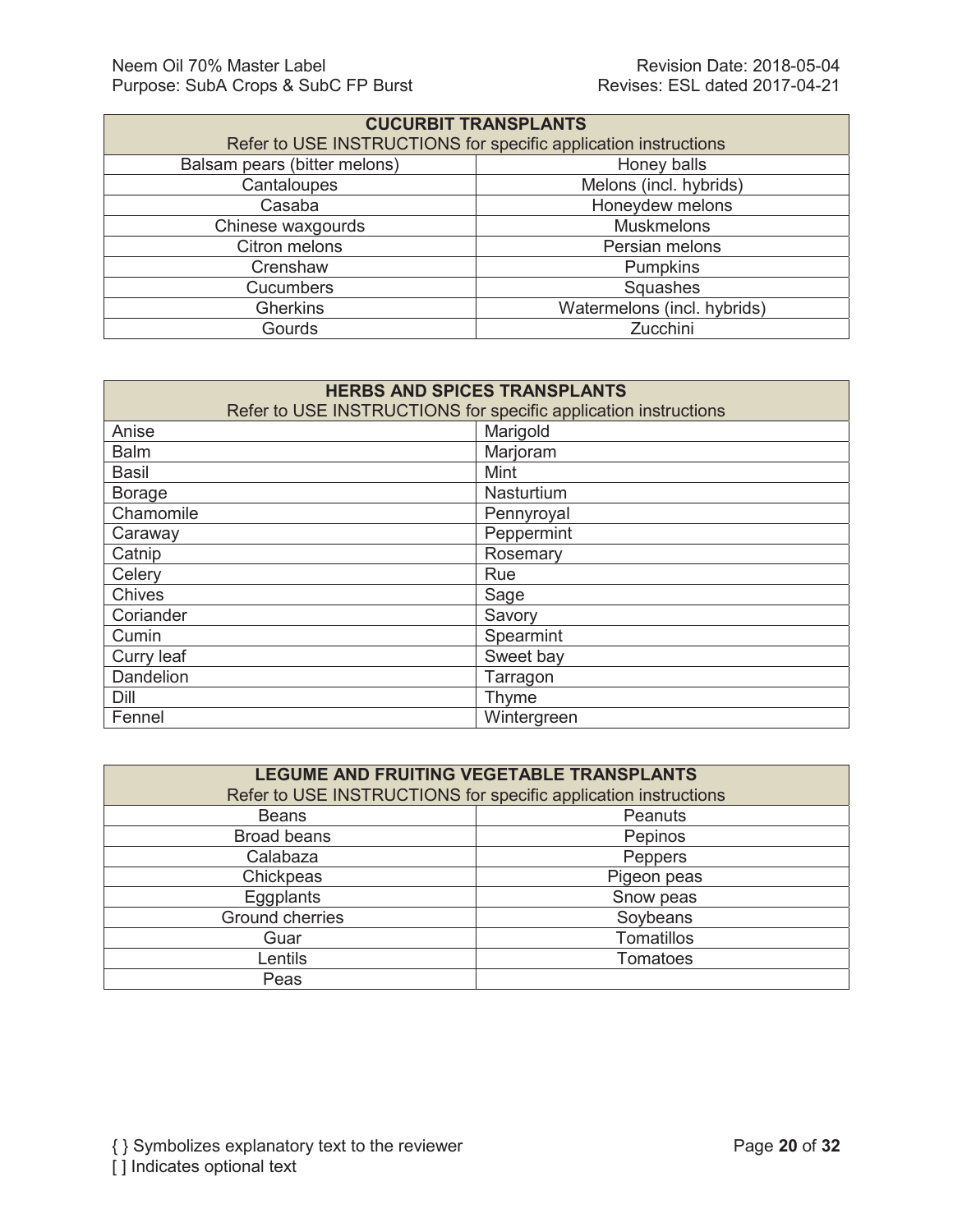| CUCURBIT TRANSPLANTS<br>Refer to USE INSTRUCTIONS for specific application instructions | |
|---|---|
| Balsam pears (bitter melons) | Honey balls |
| Cantaloupes | Melons (incl. hybrids) |
| Casaba | Honeydew melons |
| Chinese waxgourds | Muskmelons |
| Citron melons | Persian melons |
| Crenshaw | Pumpkins |
| Cucumbers | Squashes |
| Gherkins | Watermelons (incl. hybrids) |
| Gourds | Zucchini |

| HERBS AND SPICES TRANSPLANTS<br>Refer to USE INSTRUCTIONS for specific application instructions | |
|---|---|
| Anise | Marigold |
| Balm | Marjoram |
| Basil | Mint |
| Borage | Nasturtium |
| Chamomile | Pennyroyal |
| Caraway | Peppermint |
| Catnip | Rosemary |
| Celery | Rue |
| Chives | Sage |
| Coriander | Savory |
| Cumin | Spearmint |
| Curry leaf | Sweet bay |
| Dandelion | Tarragon |
| Dill | Thyme |
| Fennel | Wintergreen |

| LEGUME AND FRUITING VEGETABLE TRANSPLANTS<br>Refer to USE INSTRUCTIONS for specific application instructions | |
|---|---|
| Beans | Peanuts |
| Broad beans | Pepinos |
| Calabaza | Peppers |
| Chickpeas | Pigeon peas |
| Eggplants | Snow peas |
| Ground cherries | Soybeans |
| Guar | Tomatillos |
| Lentils | Tomatoes |
| Peas | |

{ } Symbolizes explanatory text to the reviewer
[ ] Indicates optional text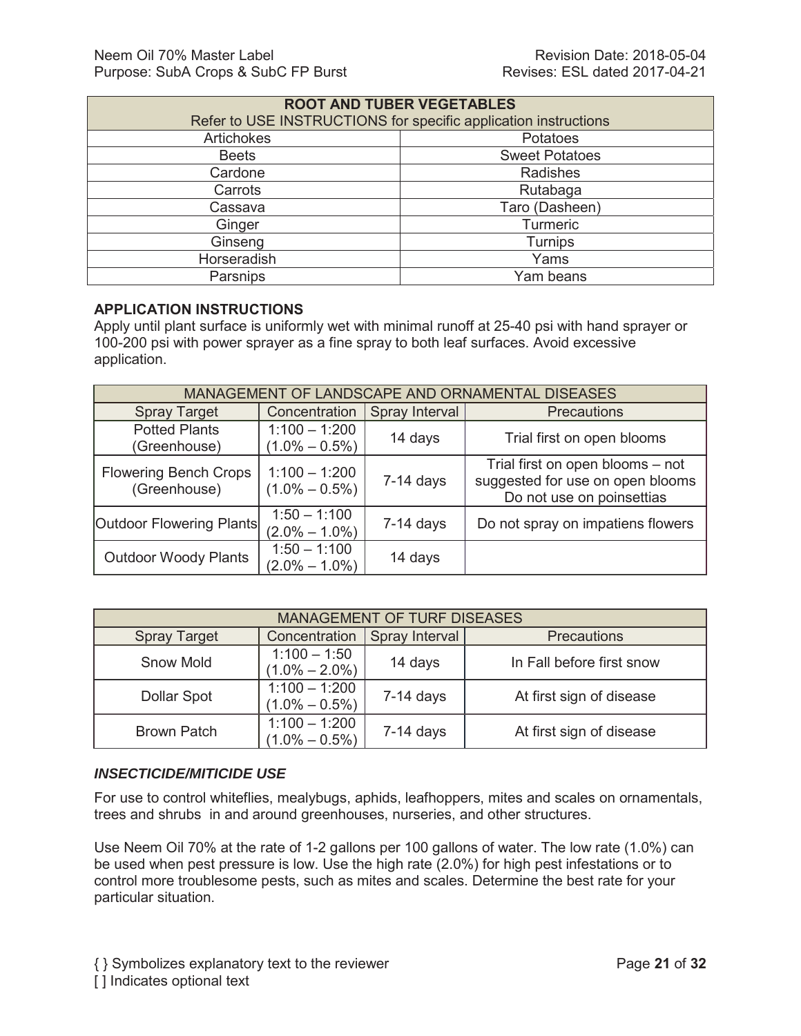| ROOT AND TUBER VEGETABLES | |
|---|---|
| Refer to USE INSTRUCTIONS for specific application instructions | |
| Artichokes | Potatoes |
| Beets | Sweet Potatoes |
| Cardone | Radishes |
| Carrots | Rutabaga |
| Cassava | Taro (Dasheen) |
| Ginger | Turmeric |
| Ginseng | Turnips |
| Horseradish | Yams |
| Parsnips | Yam beans |

**APPLICATION INSTRUCTIONS**
Apply until plant surface is uniformly wet with minimal runoff at 25-40 psi with hand sprayer or 100-200 psi with power sprayer as a fine spray to both leaf surfaces. Avoid excessive application.

| MANAGEMENT OF LANDSCAPE AND ORNAMENTAL DISEASES | | | |
|---|---|---|---|
| Spray Target | Concentration | Spray Interval | Precautions |
| Potted Plants (Greenhouse) | 1:100 – 1:200 (1.0% – 0.5%) | 14 days | Trial first on open blooms |
| Flowering Bench Crops (Greenhouse) | 1:100 – 1:200 (1.0% – 0.5%) | 7-14 days | Trial first on open blooms – not suggested for use on open blooms Do not use on poinsettias |
| Outdoor Flowering Plants | 1:50 – 1:100 (2.0% – 1.0%) | 7-14 days | Do not spray on impatiens flowers |
| Outdoor Woody Plants | 1:50 – 1:100 (2.0% – 1.0%) | 14 days | |

| MANAGEMENT OF TURF DISEASES | | | |
|---|---|---|---|
| Spray Target | Concentration | Spray Interval | Precautions |
| Snow Mold | 1:100 – 1:50 (1.0% – 2.0%) | 14 days | In Fall before first snow |
| Dollar Spot | 1:100 – 1:200 (1.0% – 0.5%) | 7-14 days | At first sign of disease |
| Brown Patch | 1:100 – 1:200 (1.0% – 0.5%) | 7-14 days | At first sign of disease |

***INSECTICIDE/MITICIDE USE***

For use to control whiteflies, mealybugs, aphids, leafhoppers, mites and scales on ornamentals, trees and shrubs in and around greenhouses, nurseries, and other structures.

Use Neem Oil 70% at the rate of 1-2 gallons per 100 gallons of water. The low rate (1.0%) can be used when pest pressure is low. Use the high rate (2.0%) for high pest infestations or to control more troublesome pests, such as mites and scales. Determine the best rate for your particular situation.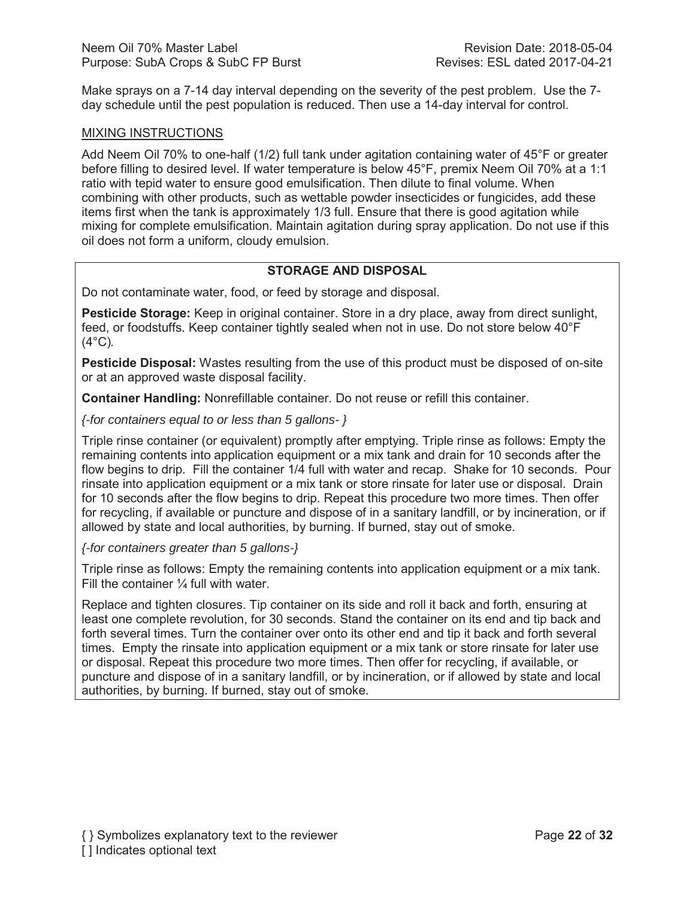Make sprays on a 7-14 day interval depending on the severity of the pest problem. Use the 7-day schedule until the pest population is reduced. Then use a 14-day interval for control.

MIXING INSTRUCTIONS

Add Neem Oil 70% to one-half (1/2) full tank under agitation containing water of 45°F or greater before filling to desired level. If water temperature is below 45°F, premix Neem Oil 70% at a 1:1 ratio with tepid water to ensure good emulsification. Then dilute to final volume. When combining with other products, such as wettable powder insecticides or fungicides, add these items first when the tank is approximately 1/3 full. Ensure that there is good agitation while mixing for complete emulsification. Maintain agitation during spray application. Do not use if this oil does not form a uniform, cloudy emulsion.

## STORAGE AND DISPOSAL

Do not contaminate water, food, or feed by storage and disposal.

**Pesticide Storage:** Keep in original container. Store in a dry place, away from direct sunlight, feed, or foodstuffs. Keep container tightly sealed when not in use. Do not store below 40°F (4°C).

**Pesticide Disposal:** Wastes resulting from the use of this product must be disposed of on-site or at an approved waste disposal facility.

**Container Handling:** Nonrefillable container. Do not reuse or refill this container.

*{-for containers equal to or less than 5 gallons- }*

Triple rinse container (or equivalent) promptly after emptying. Triple rinse as follows: Empty the remaining contents into application equipment or a mix tank and drain for 10 seconds after the flow begins to drip. Fill the container 1/4 full with water and recap. Shake for 10 seconds. Pour rinsate into application equipment or a mix tank or store rinsate for later use or disposal. Drain for 10 seconds after the flow begins to drip. Repeat this procedure two more times. Then offer for recycling, if available or puncture and dispose of in a sanitary landfill, or by incineration, or if allowed by state and local authorities, by burning. If burned, stay out of smoke.

*{-for containers greater than 5 gallons-}*

Triple rinse as follows: Empty the remaining contents into application equipment or a mix tank. Fill the container ¼ full with water.

Replace and tighten closures. Tip container on its side and roll it back and forth, ensuring at least one complete revolution, for 30 seconds. Stand the container on its end and tip back and forth several times. Turn the container over onto its other end and tip it back and forth several times. Empty the rinsate into application equipment or a mix tank or store rinsate for later use or disposal. Repeat this procedure two more times. Then offer for recycling, if available, or puncture and dispose of in a sanitary landfill, or by incineration, or if allowed by state and local authorities, by burning. If burned, stay out of smoke.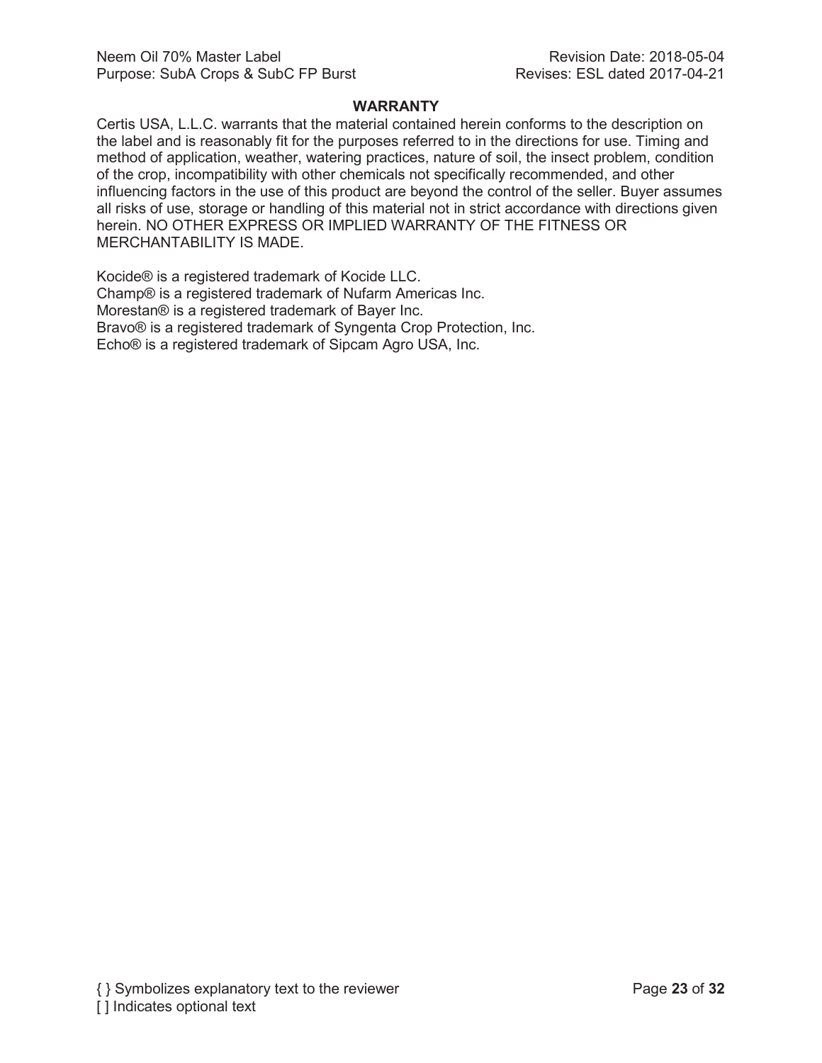## WARRANTY

Certis USA, L.L.C. warrants that the material contained herein conforms to the description on the label and is reasonably fit for the purposes referred to in the directions for use. Timing and method of application, weather, watering practices, nature of soil, the insect problem, condition of the crop, incompatibility with other chemicals not specifically recommended, and other influencing factors in the use of this product are beyond the control of the seller. Buyer assumes all risks of use, storage or handling of this material not in strict accordance with directions given herein. NO OTHER EXPRESS OR IMPLIED WARRANTY OF THE FITNESS OR MERCHANTABILITY IS MADE.

Kocide® is a registered trademark of Kocide LLC.
Champ® is a registered trademark of Nufarm Americas Inc.
Morestan® is a registered trademark of Bayer Inc.
Bravo® is a registered trademark of Syngenta Crop Protection, Inc.
Echo® is a registered trademark of Sipcam Agro USA, Inc.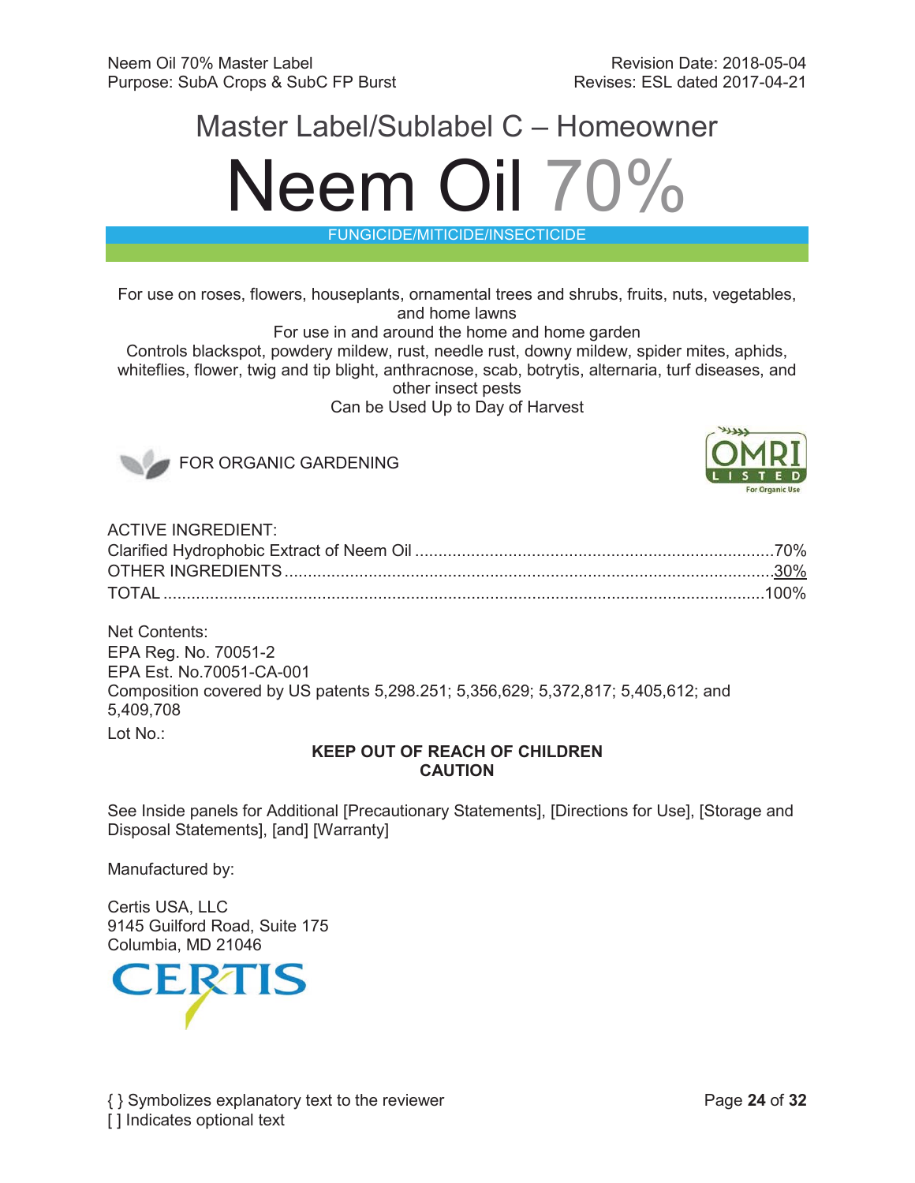Neem Oil 70% Master Label
Purpose: SubA Crops & SubC FP Burst

Revision Date: 2018-05-04
Revises: ESL dated 2017-04-21

# Master Label/Sublabel C – Homeowner

# Neem Oil 70%

FUNGICIDE/MITICIDE/INSECTICIDE

For use on roses, flowers, houseplants, ornamental trees and shrubs, fruits, nuts, vegetables, and home lawns
For use in and around the home and home garden
Controls blackspot, powdery mildew, rust, needle rust, downy mildew, spider mites, aphids, whiteflies, flower, twig and tip blight, anthracnose, scab, botrytis, alternaria, turf diseases, and other insect pests
Can be Used Up to Day of Harvest

FOR ORGANIC GARDENING

OMRI LISTED For Organic Use

ACTIVE INGREDIENT:

| | |
|---|---|
| Clarified Hydrophobic Extract of Neem Oil | 70% |
| OTHER INGREDIENTS | 30% |
| TOTAL | 100% |

Net Contents:
EPA Reg. No. 70051-2
EPA Est. No.70051-CA-001
Composition covered by US patents 5,298.251; 5,356,629; 5,372,817; 5,405,612; and 5,409,708
Lot No.:

**KEEP OUT OF REACH OF CHILDREN**
**CAUTION**

See Inside panels for Additional [Precautionary Statements], [Directions for Use], [Storage and Disposal Statements], [and] [Warranty]

Manufactured by:

Certis USA, LLC
9145 Guilford Road, Suite 175
Columbia, MD 21046

CERTIS

{ } Symbolizes explanatory text to the reviewer
[ ] Indicates optional text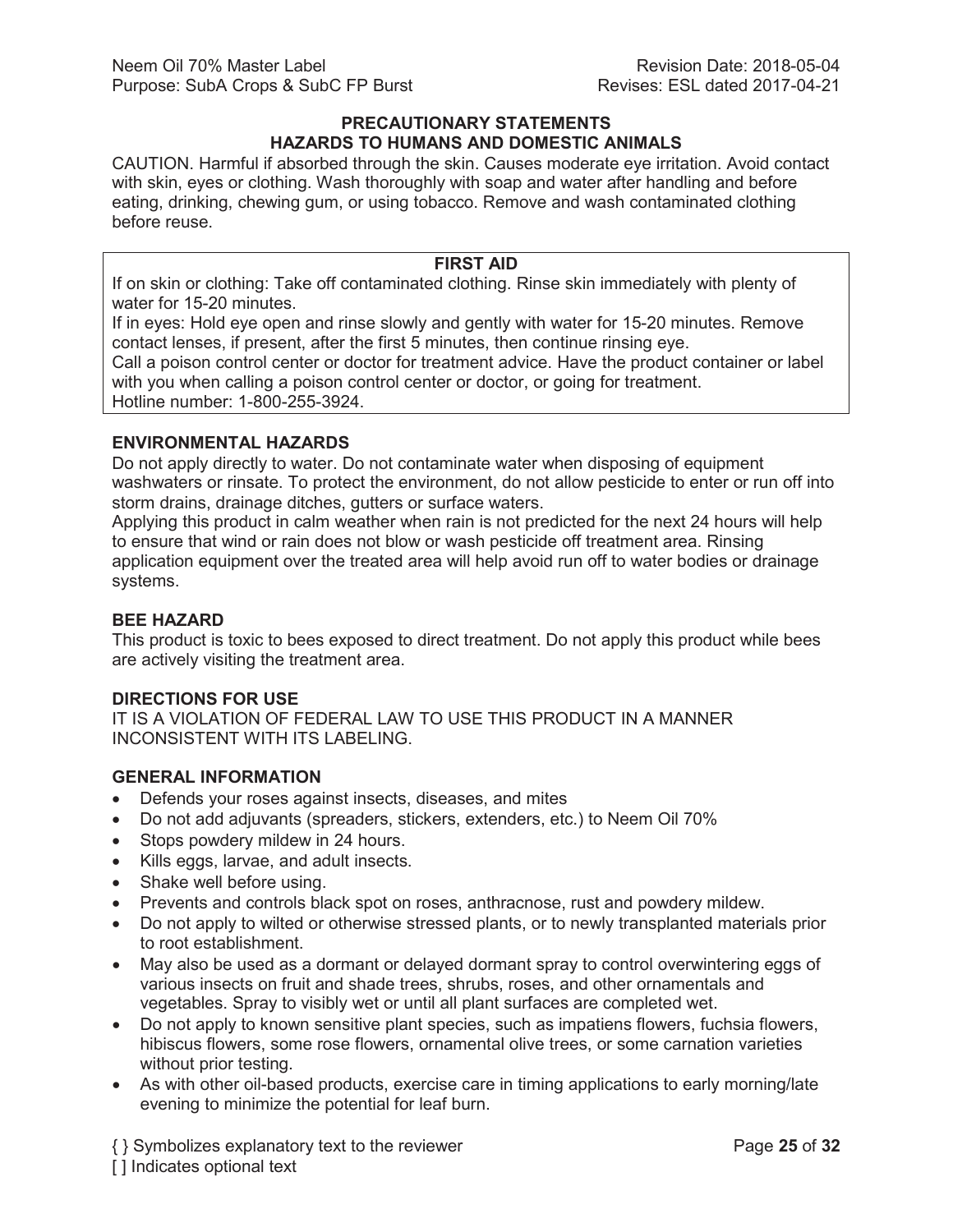## PRECAUTIONARY STATEMENTS

## HAZARDS TO HUMANS AND DOMESTIC ANIMALS

CAUTION. Harmful if absorbed through the skin. Causes moderate eye irritation. Avoid contact with skin, eyes or clothing. Wash thoroughly with soap and water after handling and before eating, drinking, chewing gum, or using tobacco. Remove and wash contaminated clothing before reuse.

### FIRST AID

If on skin or clothing: Take off contaminated clothing. Rinse skin immediately with plenty of water for 15-20 minutes.

If in eyes: Hold eye open and rinse slowly and gently with water for 15-20 minutes. Remove contact lenses, if present, after the first 5 minutes, then continue rinsing eye.

Call a poison control center or doctor for treatment advice. Have the product container or label with you when calling a poison control center or doctor, or going for treatment.

Hotline number: 1-800-255-3924.

### ENVIRONMENTAL HAZARDS

Do not apply directly to water. Do not contaminate water when disposing of equipment washwaters or rinsate. To protect the environment, do not allow pesticide to enter or run off into storm drains, drainage ditches, gutters or surface waters.

Applying this product in calm weather when rain is not predicted for the next 24 hours will help to ensure that wind or rain does not blow or wash pesticide off treatment area. Rinsing application equipment over the treated area will help avoid run off to water bodies or drainage systems.

### BEE HAZARD

This product is toxic to bees exposed to direct treatment. Do not apply this product while bees are actively visiting the treatment area.

### DIRECTIONS FOR USE

IT IS A VIOLATION OF FEDERAL LAW TO USE THIS PRODUCT IN A MANNER INCONSISTENT WITH ITS LABELING.

### GENERAL INFORMATION

- Defends your roses against insects, diseases, and mites
- Do not add adjuvants (spreaders, stickers, extenders, etc.) to Neem Oil 70%
- Stops powdery mildew in 24 hours.
- Kills eggs, larvae, and adult insects.
- Shake well before using.
- Prevents and controls black spot on roses, anthracnose, rust and powdery mildew.
- Do not apply to wilted or otherwise stressed plants, or to newly transplanted materials prior to root establishment.
- May also be used as a dormant or delayed dormant spray to control overwintering eggs of various insects on fruit and shade trees, shrubs, roses, and other ornamentals and vegetables. Spray to visibly wet or until all plant surfaces are completed wet.
- Do not apply to known sensitive plant species, such as impatiens flowers, fuchsia flowers, hibiscus flowers, some rose flowers, ornamental olive trees, or some carnation varieties without prior testing.
- As with other oil-based products, exercise care in timing applications to early morning/late evening to minimize the potential for leaf burn.

{ } Symbolizes explanatory text to the reviewer

[ ] Indicates optional text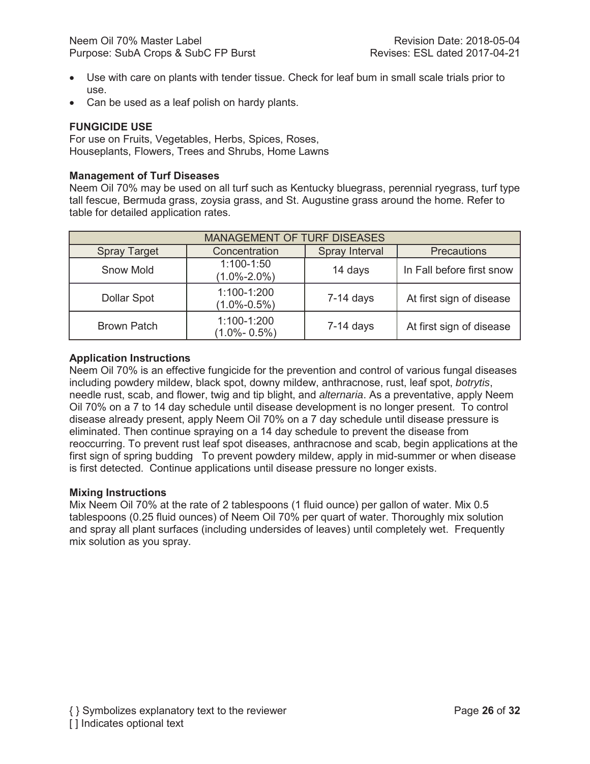- Use with care on plants with tender tissue. Check for leaf bum in small scale trials prior to use.
- Can be used as a leaf polish on hardy plants.

**FUNGICIDE USE**

For use on Fruits, Vegetables, Herbs, Spices, Roses, Houseplants, Flowers, Trees and Shrubs, Home Lawns

**Management of Turf Diseases**

Neem Oil 70% may be used on all turf such as Kentucky bluegrass, perennial ryegrass, turf type tall fescue, Bermuda grass, zoysia grass, and St. Augustine grass around the home. Refer to table for detailed application rates.

| MANAGEMENT OF TURF DISEASES | | | |
|---|---|---|---|
| Spray Target | Concentration | Spray Interval | Precautions |
| Snow Mold | 1:100-1:50 (1.0%-2.0%) | 14 days | In Fall before first snow |
| Dollar Spot | 1:100-1:200 (1.0%-0.5%) | 7-14 days | At first sign of disease |
| Brown Patch | 1:100-1:200 (1.0%- 0.5%) | 7-14 days | At first sign of disease |

**Application Instructions**

Neem Oil 70% is an effective fungicide for the prevention and control of various fungal diseases including powdery mildew, black spot, downy mildew, anthracnose, rust, leaf spot, *botrytis*, needle rust, scab, and flower, twig and tip blight, and *alternaria*. As a preventative, apply Neem Oil 70% on a 7 to 14 day schedule until disease development is no longer present. To control disease already present, apply Neem Oil 70% on a 7 day schedule until disease pressure is eliminated. Then continue spraying on a 14 day schedule to prevent the disease from reoccurring. To prevent rust leaf spot diseases, anthracnose and scab, begin applications at the first sign of spring budding To prevent powdery mildew, apply in mid-summer or when disease is first detected. Continue applications until disease pressure no longer exists.

**Mixing Instructions**

Mix Neem Oil 70% at the rate of 2 tablespoons (1 fluid ounce) per gallon of water. Mix 0.5 tablespoons (0.25 fluid ounces) of Neem Oil 70% per quart of water. Thoroughly mix solution and spray all plant surfaces (including undersides of leaves) until completely wet. Frequently mix solution as you spray.

{ } Symbolizes explanatory text to the reviewer

[ ] Indicates optional text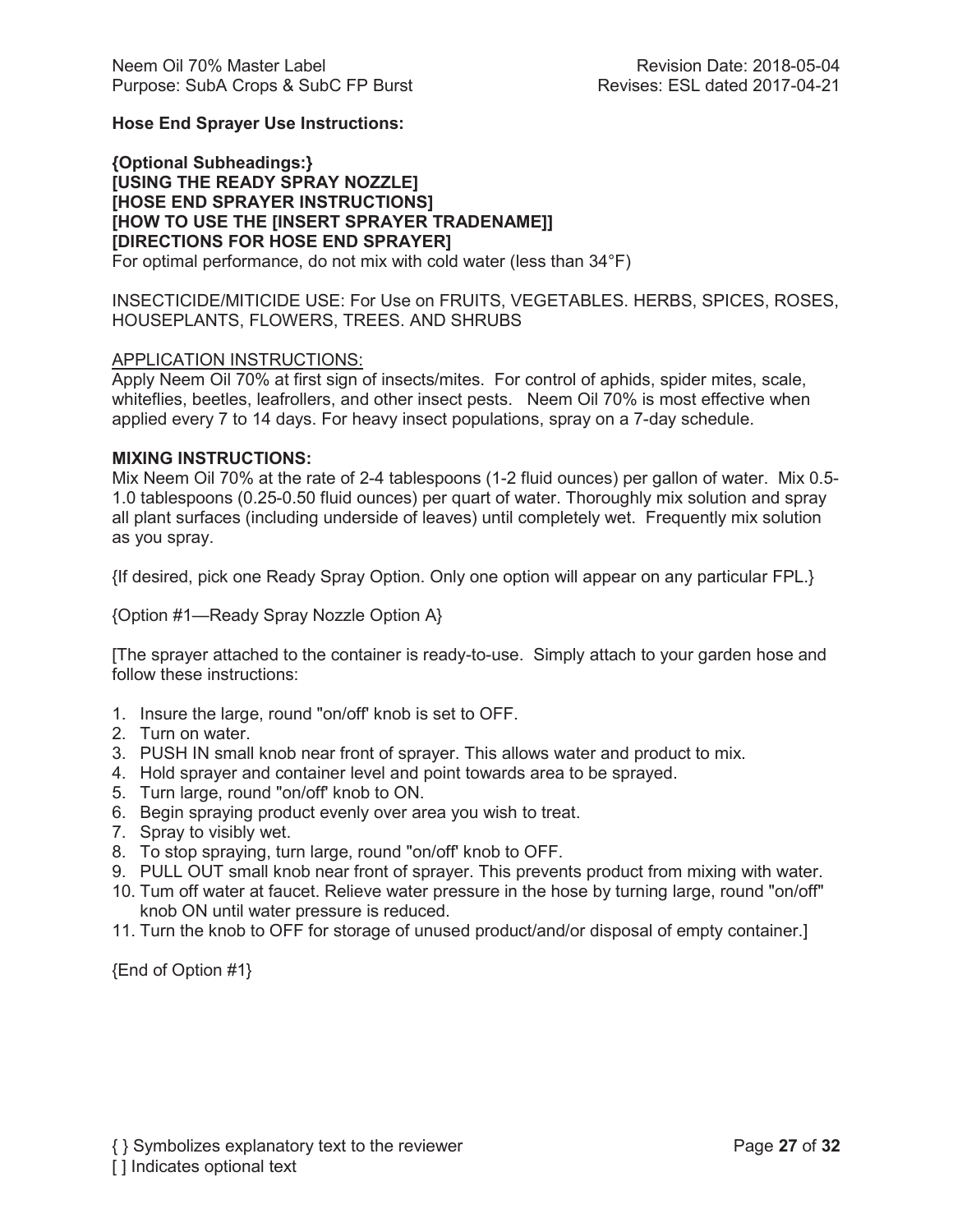**Hose End Sprayer Use Instructions:**

**{Optional Subheadings:}**
**[USING THE READY SPRAY NOZZLE]**
**[HOSE END SPRAYER INSTRUCTIONS]**
**[HOW TO USE THE [INSERT SPRAYER TRADENAME]]**
**[DIRECTIONS FOR HOSE END SPRAYER]**
For optimal performance, do not mix with cold water (less than 34°F)

INSECTICIDE/MITICIDE USE: For Use on FRUITS, VEGETABLES. HERBS, SPICES, ROSES, HOUSEPLANTS, FLOWERS, TREES. AND SHRUBS

APPLICATION INSTRUCTIONS:
Apply Neem Oil 70% at first sign of insects/mites. For control of aphids, spider mites, scale, whiteflies, beetles, leafrollers, and other insect pests. Neem Oil 70% is most effective when applied every 7 to 14 days. For heavy insect populations, spray on a 7-day schedule.

**MIXING INSTRUCTIONS:**
Mix Neem Oil 70% at the rate of 2-4 tablespoons (1-2 fluid ounces) per gallon of water. Mix 0.5-1.0 tablespoons (0.25-0.50 fluid ounces) per quart of water. Thoroughly mix solution and spray all plant surfaces (including underside of leaves) until completely wet. Frequently mix solution as you spray.

{If desired, pick one Ready Spray Option. Only one option will appear on any particular FPL.}

{Option #1—Ready Spray Nozzle Option A}

[The sprayer attached to the container is ready-to-use. Simply attach to your garden hose and follow these instructions:

1. Insure the large, round "on/off' knob is set to OFF.
2. Turn on water.
3. PUSH IN small knob near front of sprayer. This allows water and product to mix.
4. Hold sprayer and container level and point towards area to be sprayed.
5. Turn large, round "on/off' knob to ON.
6. Begin spraying product evenly over area you wish to treat.
7. Spray to visibly wet.
8. To stop spraying, turn large, round "on/off' knob to OFF.
9. PULL OUT small knob near front of sprayer. This prevents product from mixing with water.
10. Tum off water at faucet. Relieve water pressure in the hose by turning large, round "on/off" knob ON until water pressure is reduced.
11. Turn the knob to OFF for storage of unused product/and/or disposal of empty container.]

{End of Option #1}

{ } Symbolizes explanatory text to the reviewer
[ ] Indicates optional text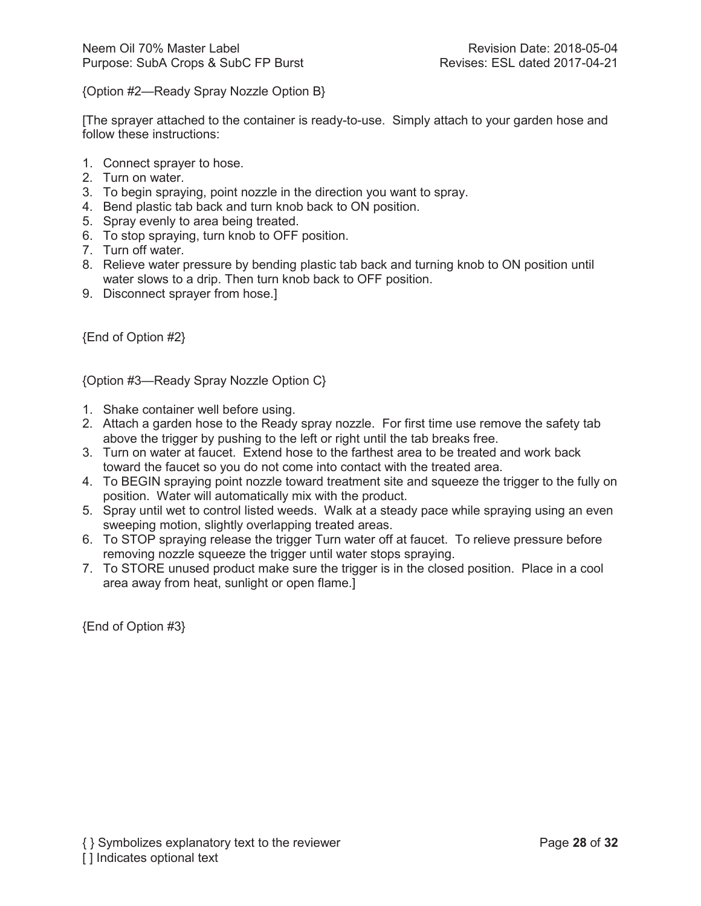{Option #2—Ready Spray Nozzle Option B}

[The sprayer attached to the container is ready-to-use. Simply attach to your garden hose and follow these instructions:

1. Connect sprayer to hose.
2. Turn on water.
3. To begin spraying, point nozzle in the direction you want to spray.
4. Bend plastic tab back and turn knob back to ON position.
5. Spray evenly to area being treated.
6. To stop spraying, turn knob to OFF position.
7. Turn off water.
8. Relieve water pressure by bending plastic tab back and turning knob to ON position until water slows to a drip. Then turn knob back to OFF position.
9. Disconnect sprayer from hose.]

{End of Option #2}

{Option #3—Ready Spray Nozzle Option C}

1. Shake container well before using.
2. Attach a garden hose to the Ready spray nozzle. For first time use remove the safety tab above the trigger by pushing to the left or right until the tab breaks free.
3. Turn on water at faucet. Extend hose to the farthest area to be treated and work back toward the faucet so you do not come into contact with the treated area.
4. To BEGIN spraying point nozzle toward treatment site and squeeze the trigger to the fully on position. Water will automatically mix with the product.
5. Spray until wet to control listed weeds. Walk at a steady pace while spraying using an even sweeping motion, slightly overlapping treated areas.
6. To STOP spraying release the trigger Turn water off at faucet. To relieve pressure before removing nozzle squeeze the trigger until water stops spraying.
7. To STORE unused product make sure the trigger is in the closed position. Place in a cool area away from heat, sunlight or open flame.]

{End of Option #3}

{ } Symbolizes explanatory text to the reviewer

[ ] Indicates optional text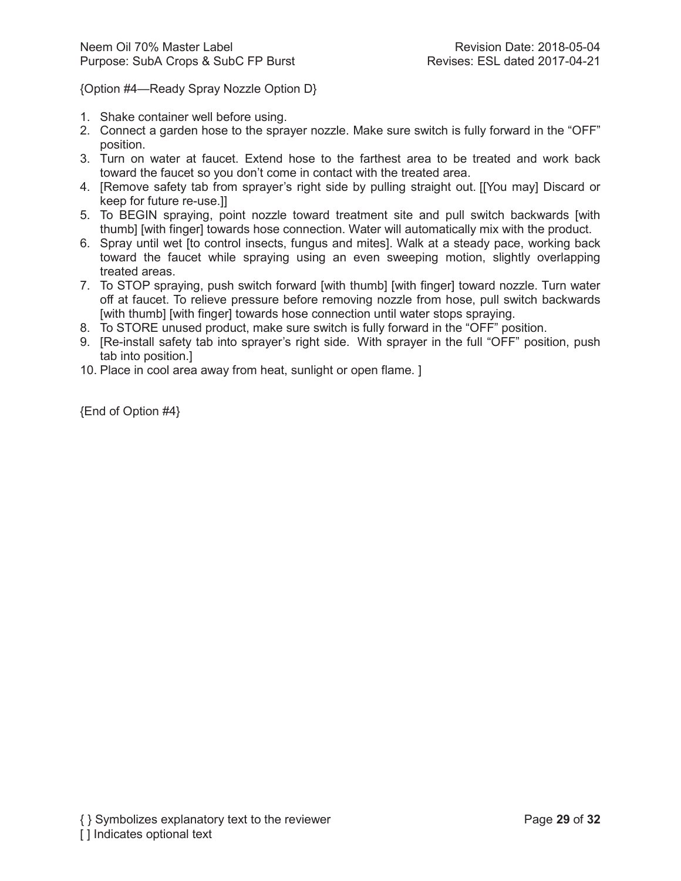{Option #4—Ready Spray Nozzle Option D}

1. Shake container well before using.
2. Connect a garden hose to the sprayer nozzle. Make sure switch is fully forward in the "OFF" position.
3. Turn on water at faucet. Extend hose to the farthest area to be treated and work back toward the faucet so you don't come in contact with the treated area.
4. [Remove safety tab from sprayer's right side by pulling straight out. [[You may] Discard or keep for future re-use.]]
5. To BEGIN spraying, point nozzle toward treatment site and pull switch backwards [with thumb] [with finger] towards hose connection. Water will automatically mix with the product.
6. Spray until wet [to control insects, fungus and mites]. Walk at a steady pace, working back toward the faucet while spraying using an even sweeping motion, slightly overlapping treated areas.
7. To STOP spraying, push switch forward [with thumb] [with finger] toward nozzle. Turn water off at faucet. To relieve pressure before removing nozzle from hose, pull switch backwards [with thumb] [with finger] towards hose connection until water stops spraying.
8. To STORE unused product, make sure switch is fully forward in the "OFF" position.
9. [Re-install safety tab into sprayer's right side. With sprayer in the full "OFF" position, push tab into position.]
10. Place in cool area away from heat, sunlight or open flame. ]

{End of Option #4}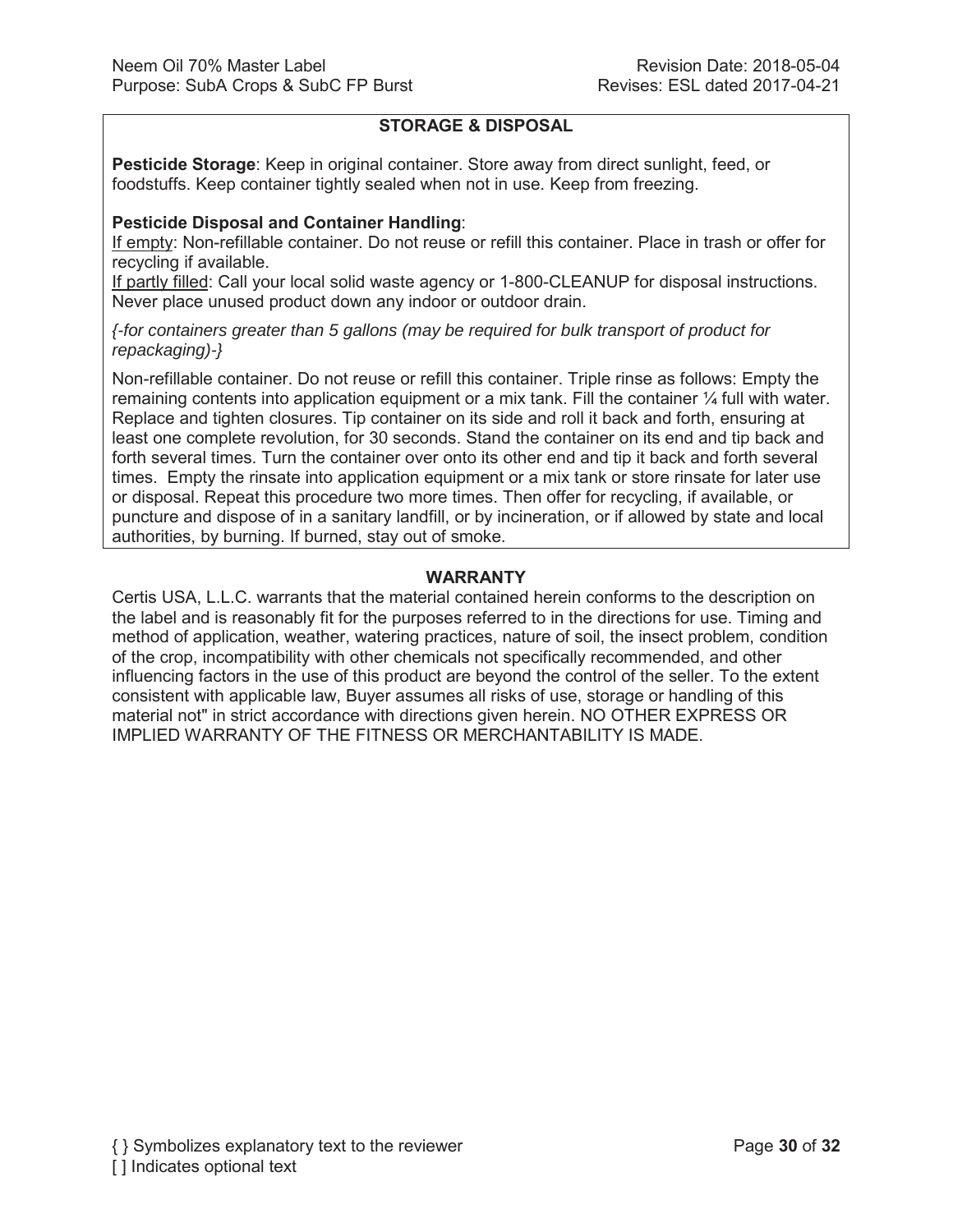## STORAGE & DISPOSAL

**Pesticide Storage**: Keep in original container. Store away from direct sunlight, feed, or foodstuffs. Keep container tightly sealed when not in use. Keep from freezing.

**Pesticide Disposal and Container Handling**:

If empty: Non-refillable container. Do not reuse or refill this container. Place in trash or offer for recycling if available.

If partly filled: Call your local solid waste agency or 1-800-CLEANUP for disposal instructions. Never place unused product down any indoor or outdoor drain.

*{-for containers greater than 5 gallons (may be required for bulk transport of product for repackaging)-}*

Non-refillable container. Do not reuse or refill this container. Triple rinse as follows: Empty the remaining contents into application equipment or a mix tank. Fill the container ¼ full with water. Replace and tighten closures. Tip container on its side and roll it back and forth, ensuring at least one complete revolution, for 30 seconds. Stand the container on its end and tip back and forth several times. Turn the container over onto its other end and tip it back and forth several times. Empty the rinsate into application equipment or a mix tank or store rinsate for later use or disposal. Repeat this procedure two more times. Then offer for recycling, if available, or puncture and dispose of in a sanitary landfill, or by incineration, or if allowed by state and local authorities, by burning. If burned, stay out of smoke.

## WARRANTY

Certis USA, L.L.C. warrants that the material contained herein conforms to the description on the label and is reasonably fit for the purposes referred to in the directions for use. Timing and method of application, weather, watering practices, nature of soil, the insect problem, condition of the crop, incompatibility with other chemicals not specifically recommended, and other influencing factors in the use of this product are beyond the control of the seller. To the extent consistent with applicable law, Buyer assumes all risks of use, storage or handling of this material not" in strict accordance with directions given herein. NO OTHER EXPRESS OR IMPLIED WARRANTY OF THE FITNESS OR MERCHANTABILITY IS MADE.

{ } Symbolizes explanatory text to the reviewer
[ ] Indicates optional text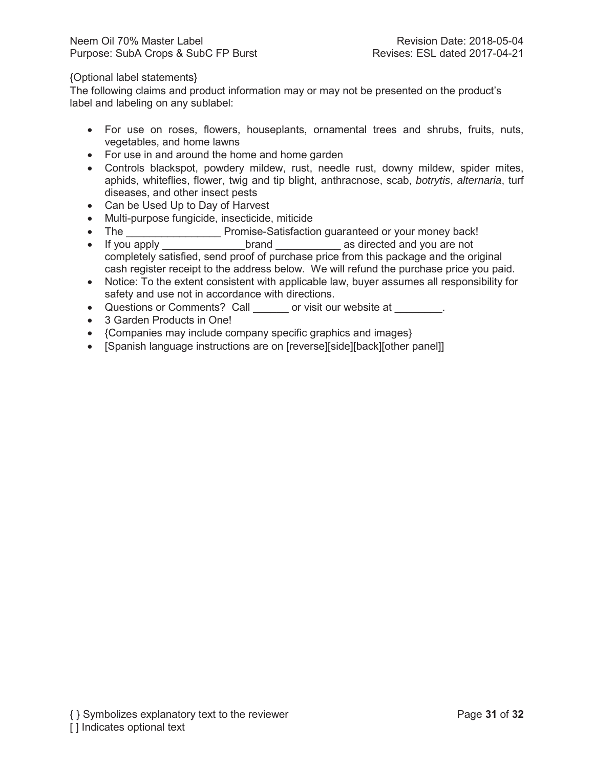{Optional label statements}

The following claims and product information may or may not be presented on the product's label and labeling on any sublabel:

- For use on roses, flowers, houseplants, ornamental trees and shrubs, fruits, nuts, vegetables, and home lawns
- For use in and around the home and home garden
- Controls blackspot, powdery mildew, rust, needle rust, downy mildew, spider mites, aphids, whiteflies, flower, twig and tip blight, anthracnose, scab, *botrytis*, *alternaria*, turf diseases, and other insect pests
- Can be Used Up to Day of Harvest
- Multi-purpose fungicide, insecticide, miticide
- The ________________ Promise-Satisfaction guaranteed or your money back!
- If you apply ______________brand ___________ as directed and you are not completely satisfied, send proof of purchase price from this package and the original cash register receipt to the address below. We will refund the purchase price you paid.
- Notice: To the extent consistent with applicable law, buyer assumes all responsibility for safety and use not in accordance with directions.
- Questions or Comments? Call ______ or visit our website at ________.
- 3 Garden Products in One!
- {Companies may include company specific graphics and images}
- [Spanish language instructions are on [reverse][side][back][other panel]]

{ } Symbolizes explanatory text to the reviewer

[ ] Indicates optional text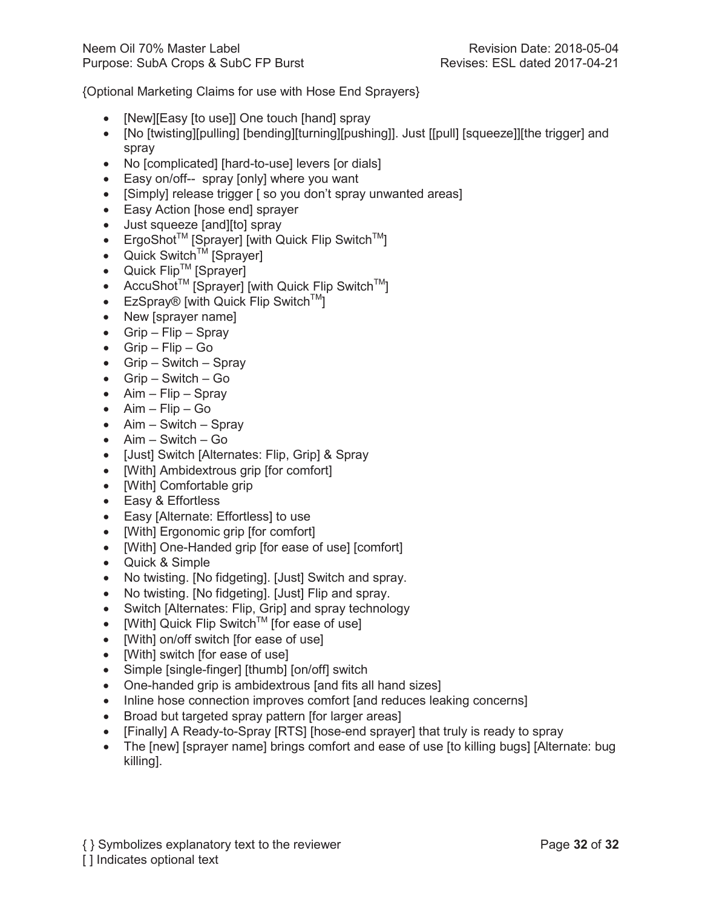{Optional Marketing Claims for use with Hose End Sprayers}

- [New][Easy [to use]] One touch [hand] spray
- [No [twisting][pulling] [bending][turning][pushing]]. Just [[pull] [squeeze]][the trigger] and spray
- No [complicated] [hard-to-use] levers [or dials]
- Easy on/off-- spray [only] where you want
- [Simply] release trigger [ so you don't spray unwanted areas]
- Easy Action [hose end] sprayer
- Just squeeze [and][to] spray
- ErgoShot™ [Sprayer] [with Quick Flip Switch™]
- Quick Switch™ [Sprayer]
- Quick Flip™ [Sprayer]
- AccuShot™ [Sprayer] [with Quick Flip Switch™]
- EzSpray® [with Quick Flip Switch™]
- New [sprayer name]
- Grip – Flip – Spray
- Grip – Flip – Go
- Grip – Switch – Spray
- Grip – Switch – Go
- Aim – Flip – Spray
- Aim – Flip – Go
- Aim – Switch – Spray
- Aim – Switch – Go
- [Just] Switch [Alternates: Flip, Grip] & Spray
- [With] Ambidextrous grip [for comfort]
- [With] Comfortable grip
- Easy & Effortless
- Easy [Alternate: Effortless] to use
- [With] Ergonomic grip [for comfort]
- [With] One-Handed grip [for ease of use] [comfort]
- Quick & Simple
- No twisting. [No fidgeting]. [Just] Switch and spray.
- No twisting. [No fidgeting]. [Just] Flip and spray.
- Switch [Alternates: Flip, Grip] and spray technology
- [With] Quick Flip Switch™ [for ease of use]
- [With] on/off switch [for ease of use]
- [With] switch [for ease of use]
- Simple [single-finger] [thumb] [on/off] switch
- One-handed grip is ambidextrous [and fits all hand sizes]
- Inline hose connection improves comfort [and reduces leaking concerns]
- Broad but targeted spray pattern [for larger areas]
- [Finally] A Ready-to-Spray [RTS] [hose-end sprayer] that truly is ready to spray
- The [new] [sprayer name] brings comfort and ease of use [to killing bugs] [Alternate: bug killing].